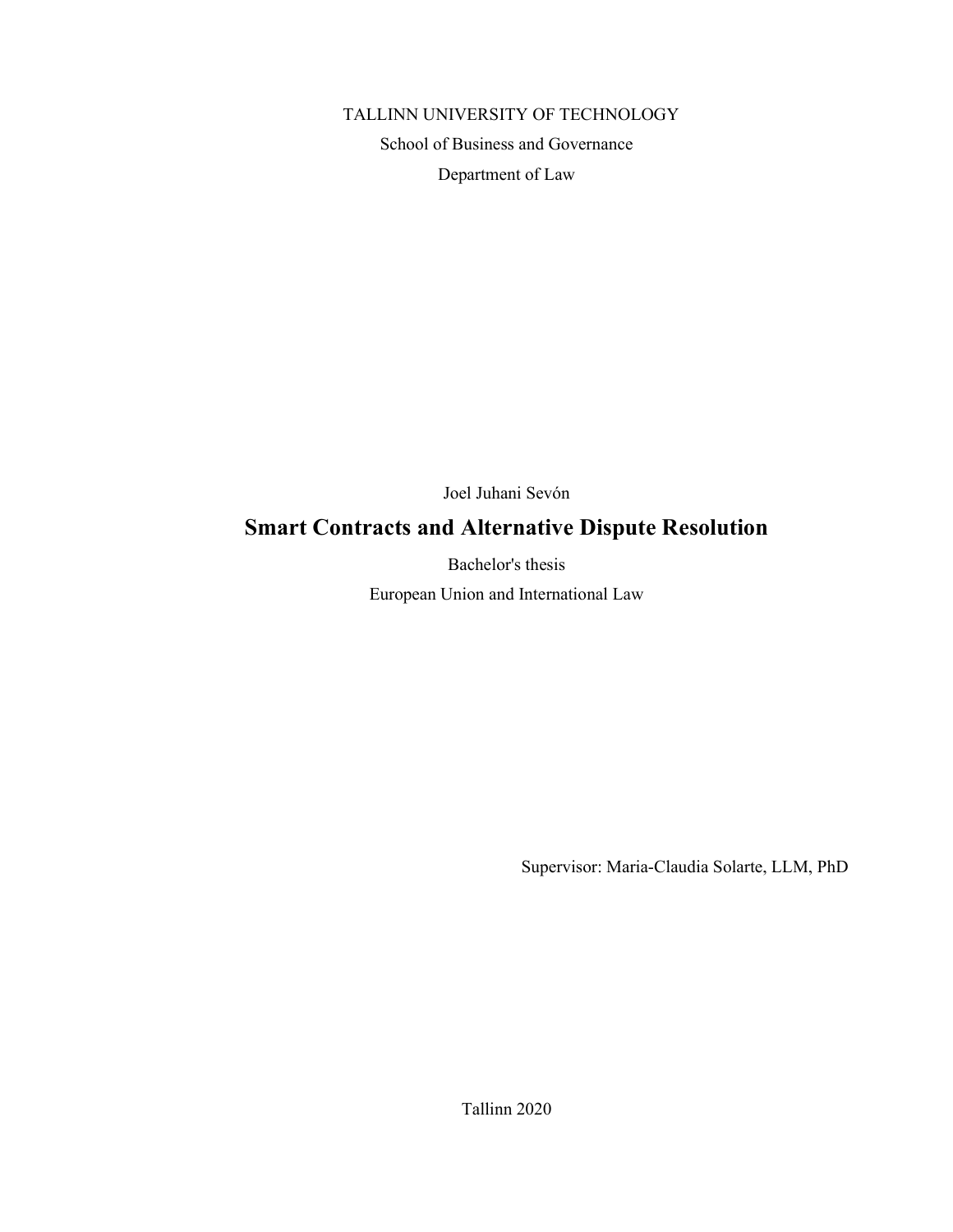TALLINN UNIVERSITY OF TECHNOLOGY

School of Business and Governance

Department of Law

Joel Juhani Sevón

# Smart Contracts and Alternative Dispute Resolution

Bachelor's thesis

European Union and International Law

Supervisor: Maria-Claudia Solarte, LLM, PhD

Tallinn 2020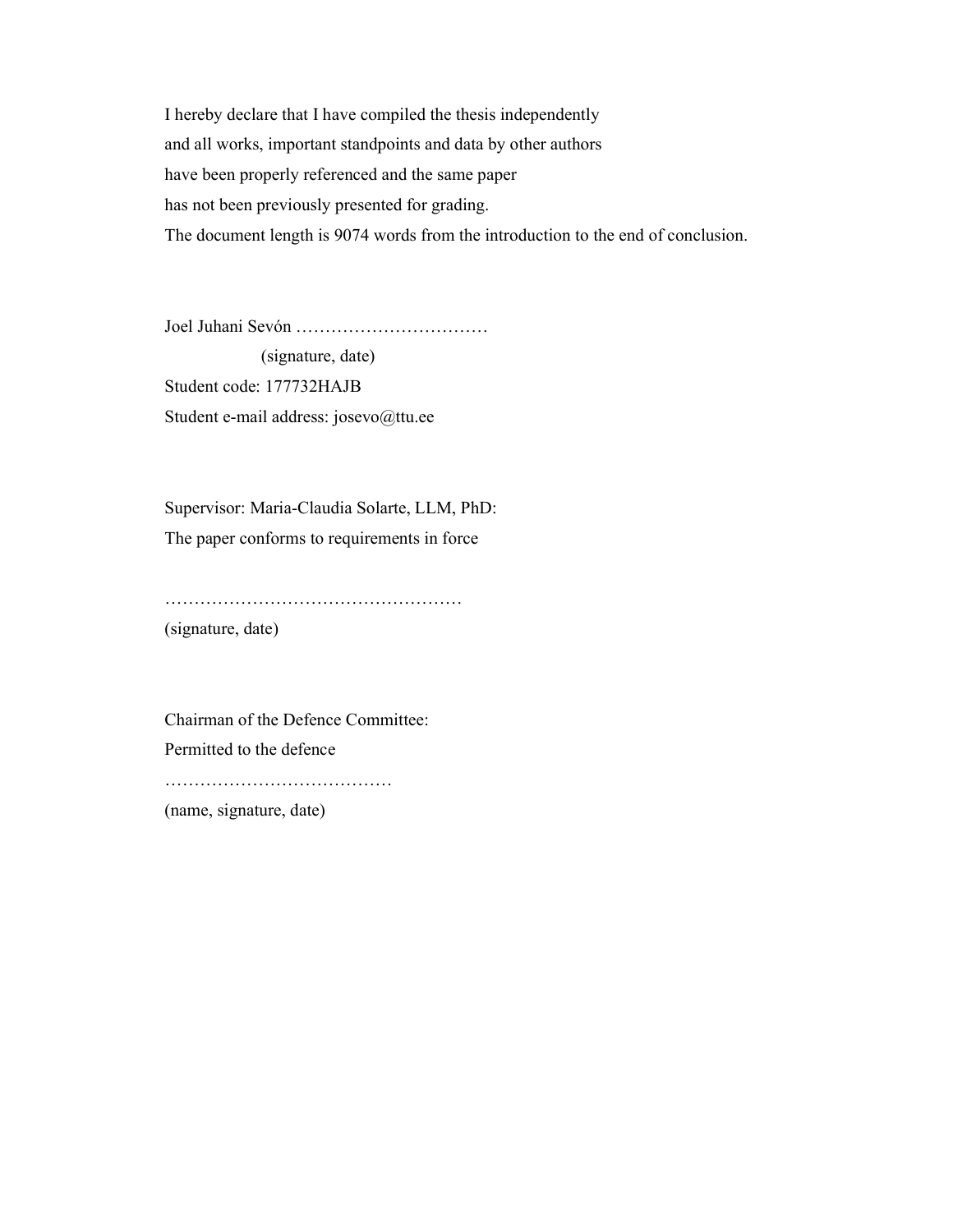I hereby declare that I have compiled the thesis independently
and all works, important standpoints and data by other authors
have been properly referenced and the same paper
has not been previously presented for grading.
The document length is 9074 words from the introduction to the end of conclusion.

Joel Juhani Sevón ……………………………
(signature, date)
Student code: 177732HAJB
Student e-mail address: josevo@ttu.ee

Supervisor: Maria-Claudia Solarte, LLM, PhD:
The paper conforms to requirements in force

……………………………………………
(signature, date)

Chairman of the Defence Committee:
Permitted to the defence
…………………………………
(name, signature, date)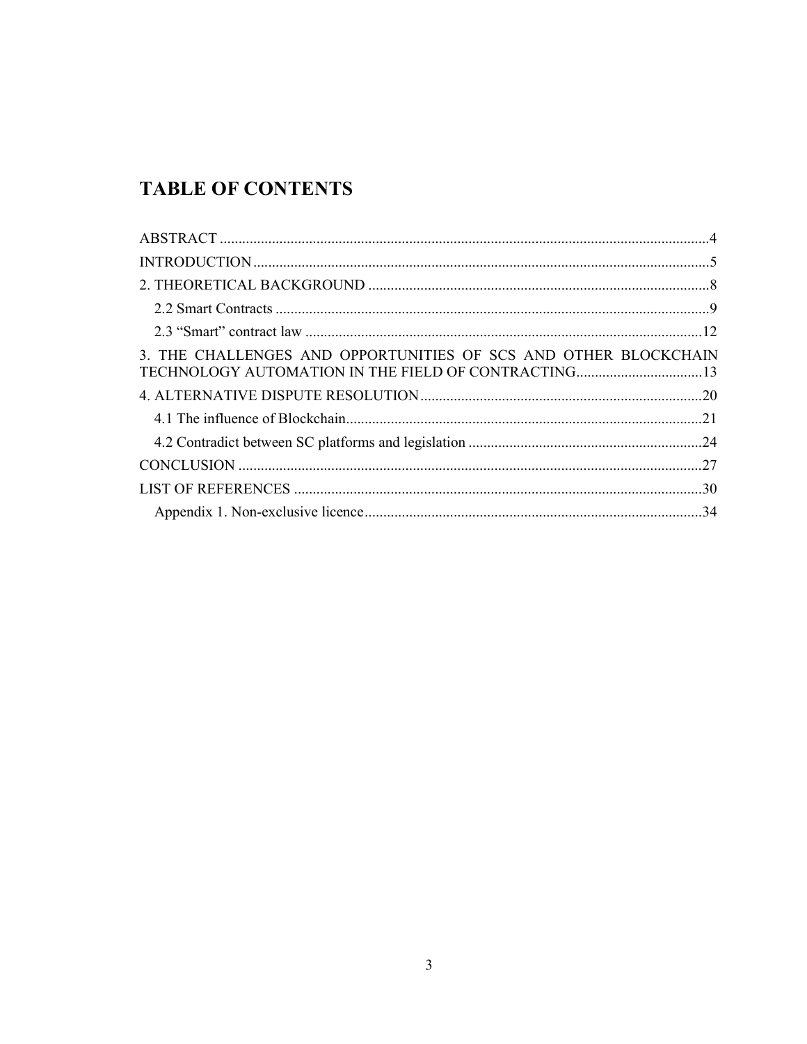# TABLE OF CONTENTS

ABSTRACT ....................................................................................................................4
INTRODUCTION ..........................................................................................................5
2. THEORETICAL BACKGROUND ............................................................................8
  2.2 Smart Contracts .....................................................................................................9
  2.3 “Smart” contract law ...........................................................................................12
3. THE CHALLENGES AND OPPORTUNITIES OF SCS AND OTHER BLOCKCHAIN TECHNOLOGY AUTOMATION IN THE FIELD OF CONTRACTING..................................13
4. ALTERNATIVE DISPUTE RESOLUTION ............................................................20
  4.1 The influence of Blockchain................................................................................21
  4.2 Contradict between SC platforms and legislation ...............................................24
CONCLUSION .............................................................................................................27
LIST OF REFERENCES ..............................................................................................30
  Appendix 1. Non-exclusive licence...........................................................................34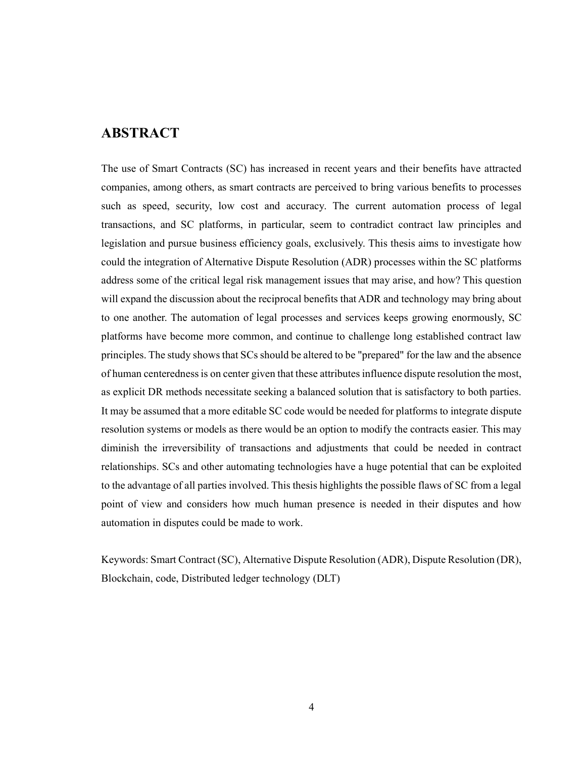## ABSTRACT

The use of Smart Contracts (SC) has increased in recent years and their benefits have attracted companies, among others, as smart contracts are perceived to bring various benefits to processes such as speed, security, low cost and accuracy. The current automation process of legal transactions, and SC platforms, in particular, seem to contradict contract law principles and legislation and pursue business efficiency goals, exclusively. This thesis aims to investigate how could the integration of Alternative Dispute Resolution (ADR) processes within the SC platforms address some of the critical legal risk management issues that may arise, and how? This question will expand the discussion about the reciprocal benefits that ADR and technology may bring about to one another. The automation of legal processes and services keeps growing enormously, SC platforms have become more common, and continue to challenge long established contract law principles. The study shows that SCs should be altered to be "prepared" for the law and the absence of human centeredness is on center given that these attributes influence dispute resolution the most, as explicit DR methods necessitate seeking a balanced solution that is satisfactory to both parties. It may be assumed that a more editable SC code would be needed for platforms to integrate dispute resolution systems or models as there would be an option to modify the contracts easier. This may diminish the irreversibility of transactions and adjustments that could be needed in contract relationships. SCs and other automating technologies have a huge potential that can be exploited to the advantage of all parties involved. This thesis highlights the possible flaws of SC from a legal point of view and considers how much human presence is needed in their disputes and how automation in disputes could be made to work.

Keywords: Smart Contract (SC), Alternative Dispute Resolution (ADR), Dispute Resolution (DR), Blockchain, code, Distributed ledger technology (DLT)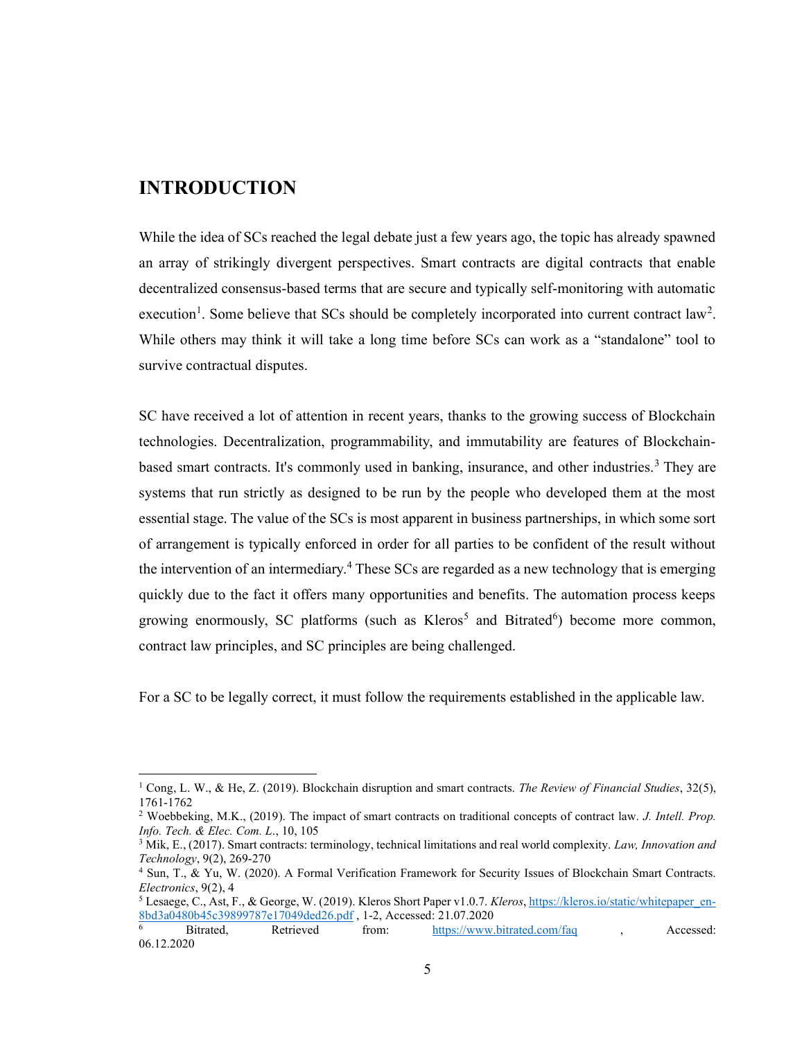# INTRODUCTION

While the idea of SCs reached the legal debate just a few years ago, the topic has already spawned an array of strikingly divergent perspectives. Smart contracts are digital contracts that enable decentralized consensus-based terms that are secure and typically self-monitoring with automatic execution[1]. Some believe that SCs should be completely incorporated into current contract law[2]. While others may think it will take a long time before SCs can work as a "standalone" tool to survive contractual disputes.

SC have received a lot of attention in recent years, thanks to the growing success of Blockchain technologies. Decentralization, programmability, and immutability are features of Blockchain-based smart contracts. It's commonly used in banking, insurance, and other industries.[3] They are systems that run strictly as designed to be run by the people who developed them at the most essential stage. The value of the SCs is most apparent in business partnerships, in which some sort of arrangement is typically enforced in order for all parties to be confident of the result without the intervention of an intermediary.[4] These SCs are regarded as a new technology that is emerging quickly due to the fact it offers many opportunities and benefits. The automation process keeps growing enormously, SC platforms (such as Kleros[5] and Bitrated[6]) become more common, contract law principles, and SC principles are being challenged.

For a SC to be legally correct, it must follow the requirements established in the applicable law.

---

[1] Cong, L. W., & He, Z. (2019). Blockchain disruption and smart contracts. *The Review of Financial Studies*, 32(5), 1761-1762

[2] Woebbeking, M.K., (2019). The impact of smart contracts on traditional concepts of contract law. *J. Intell. Prop. Info. Tech. & Elec. Com. L*., 10, 105

[3] Mik, E., (2017). Smart contracts: terminology, technical limitations and real world complexity. *Law, Innovation and Technology*, 9(2), 269-270

[4] Sun, T., & Yu, W. (2020). A Formal Verification Framework for Security Issues of Blockchain Smart Contracts. *Electronics*, 9(2), 4

[5] Lesaege, C., Ast, F., & George, W. (2019). Kleros Short Paper v1.0.7. *Kleros*, https://kleros.io/static/whitepaper_en-8bd3a0480b45c39899787e17049ded26.pdf , 1-2, Accessed: 21.07.2020

[6] Bitrated, Retrieved from: https://www.bitrated.com/faq , Accessed: 06.12.2020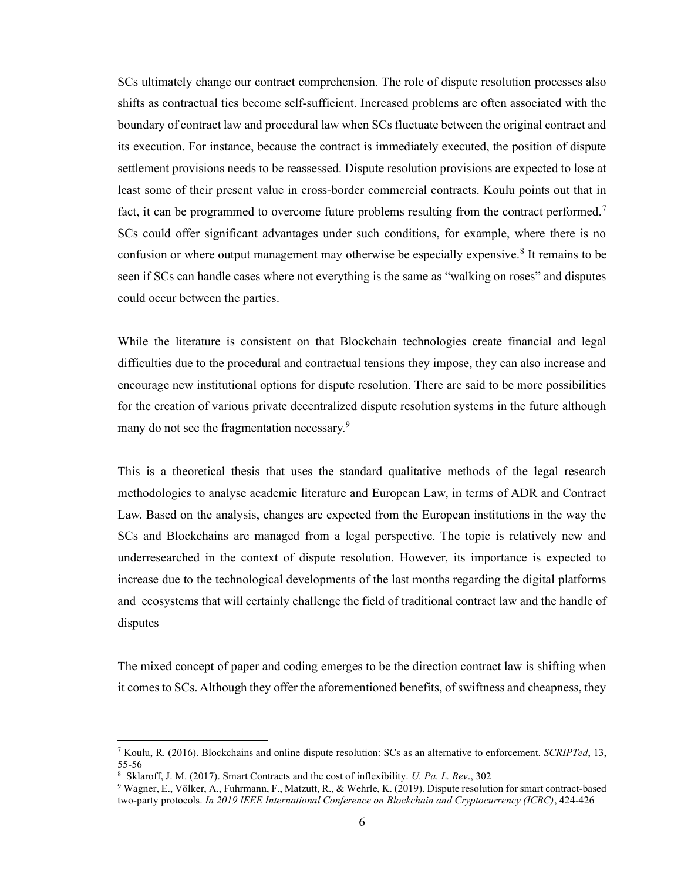SCs ultimately change our contract comprehension. The role of dispute resolution processes also shifts as contractual ties become self-sufficient. Increased problems are often associated with the boundary of contract law and procedural law when SCs fluctuate between the original contract and its execution. For instance, because the contract is immediately executed, the position of dispute settlement provisions needs to be reassessed. Dispute resolution provisions are expected to lose at least some of their present value in cross-border commercial contracts. Koulu points out that in fact, it can be programmed to overcome future problems resulting from the contract performed.[7] SCs could offer significant advantages under such conditions, for example, where there is no confusion or where output management may otherwise be especially expensive.[8] It remains to be seen if SCs can handle cases where not everything is the same as "walking on roses" and disputes could occur between the parties.

While the literature is consistent on that Blockchain technologies create financial and legal difficulties due to the procedural and contractual tensions they impose, they can also increase and encourage new institutional options for dispute resolution. There are said to be more possibilities for the creation of various private decentralized dispute resolution systems in the future although many do not see the fragmentation necessary.[9]

This is a theoretical thesis that uses the standard qualitative methods of the legal research methodologies to analyse academic literature and European Law, in terms of ADR and Contract Law. Based on the analysis, changes are expected from the European institutions in the way the SCs and Blockchains are managed from a legal perspective. The topic is relatively new and underresearched in the context of dispute resolution. However, its importance is expected to increase due to the technological developments of the last months regarding the digital platforms and ecosystems that will certainly challenge the field of traditional contract law and the handle of disputes

The mixed concept of paper and coding emerges to be the direction contract law is shifting when it comes to SCs. Although they offer the aforementioned benefits, of swiftness and cheapness, they

---

[7] Koulu, R. (2016). Blockchains and online dispute resolution: SCs as an alternative to enforcement. *SCRIPTed*, 13, 55-56

[8] Sklaroff, J. M. (2017). Smart Contracts and the cost of inflexibility. *U. Pa. L. Rev*., 302

[9] Wagner, E., Völker, A., Fuhrmann, F., Matzutt, R., & Wehrle, K. (2019). Dispute resolution for smart contract-based two-party protocols. *In 2019 IEEE International Conference on Blockchain and Cryptocurrency (ICBC)*, 424-426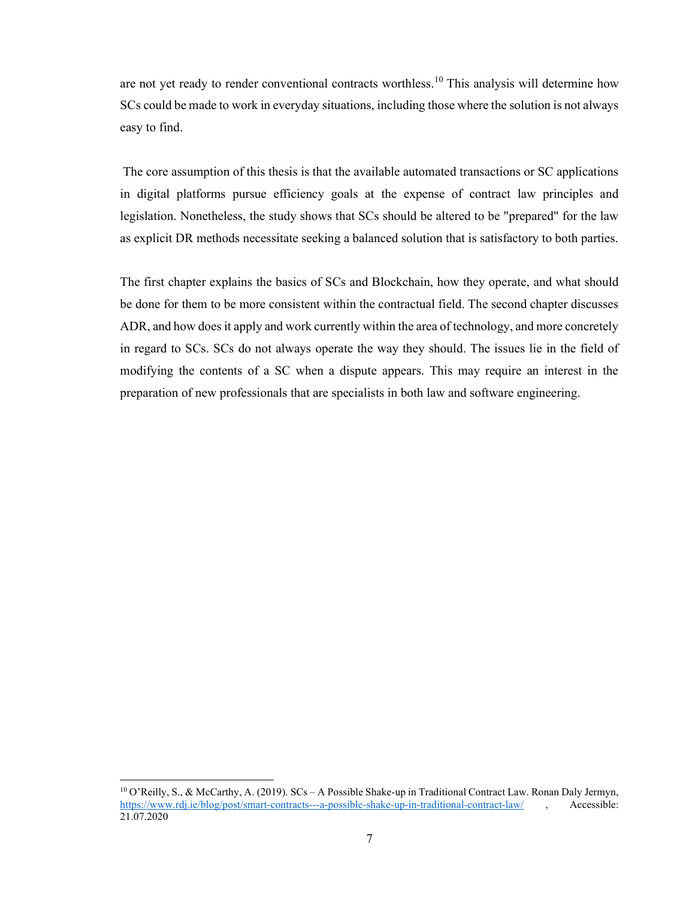are not yet ready to render conventional contracts worthless.[10] This analysis will determine how SCs could be made to work in everyday situations, including those where the solution is not always easy to find.

The core assumption of this thesis is that the available automated transactions or SC applications in digital platforms pursue efficiency goals at the expense of contract law principles and legislation. Nonetheless, the study shows that SCs should be altered to be "prepared" for the law as explicit DR methods necessitate seeking a balanced solution that is satisfactory to both parties.

The first chapter explains the basics of SCs and Blockchain, how they operate, and what should be done for them to be more consistent within the contractual field. The second chapter discusses ADR, and how does it apply and work currently within the area of technology, and more concretely in regard to SCs. SCs do not always operate the way they should. The issues lie in the field of modifying the contents of a SC when a dispute appears. This may require an interest in the preparation of new professionals that are specialists in both law and software engineering.

---

[10] O'Reilly, S., & McCarthy, A. (2019). SCs – A Possible Shake-up in Traditional Contract Law. Ronan Daly Jermyn, https://www.rdj.ie/blog/post/smart-contracts---a-possible-shake-up-in-traditional-contract-law/ , Accessible: 21.07.2020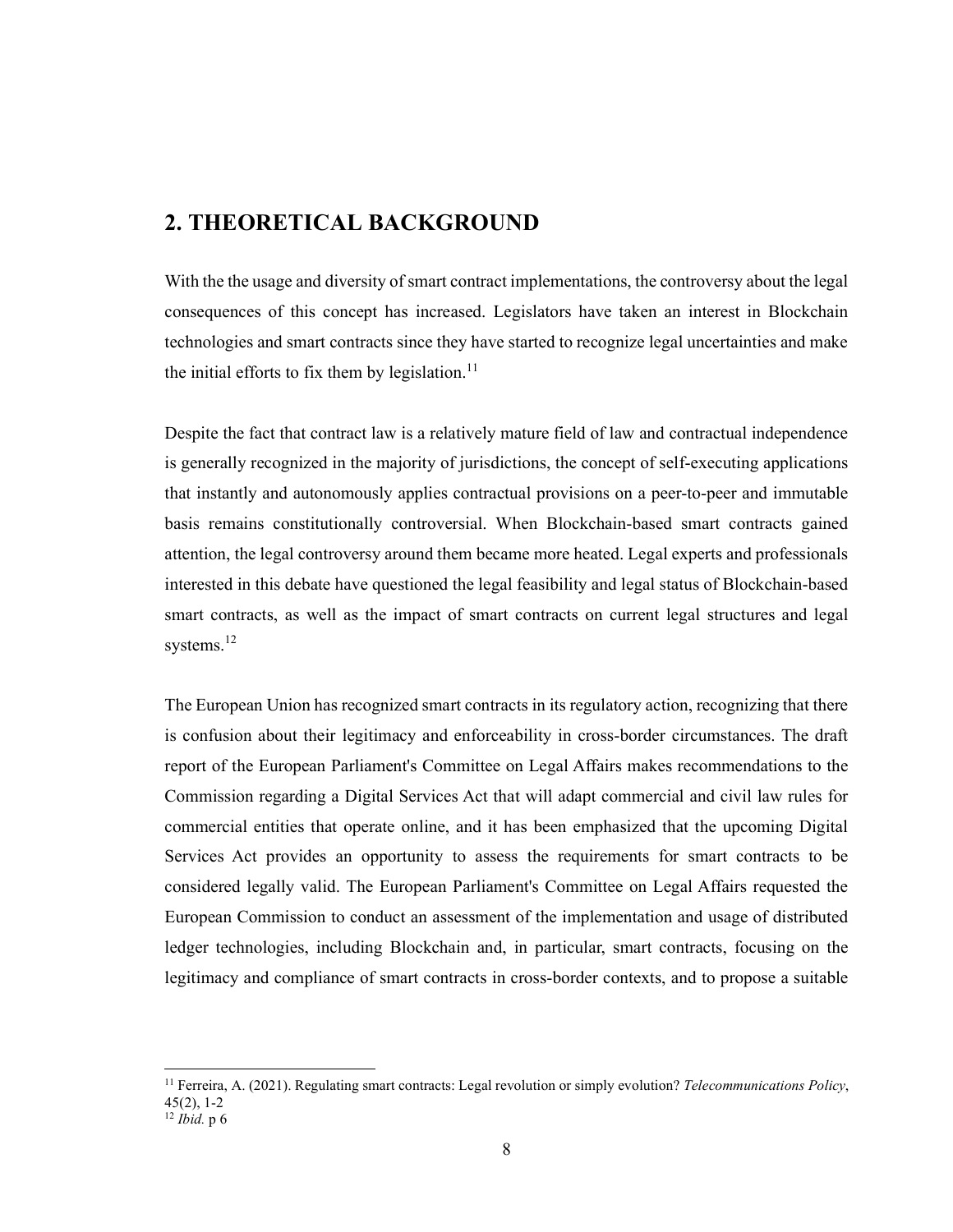## 2. THEORETICAL BACKGROUND

With the the usage and diversity of smart contract implementations, the controversy about the legal consequences of this concept has increased. Legislators have taken an interest in Blockchain technologies and smart contracts since they have started to recognize legal uncertainties and make the initial efforts to fix them by legislation.[11]

Despite the fact that contract law is a relatively mature field of law and contractual independence is generally recognized in the majority of jurisdictions, the concept of self-executing applications that instantly and autonomously applies contractual provisions on a peer-to-peer and immutable basis remains constitutionally controversial. When Blockchain-based smart contracts gained attention, the legal controversy around them became more heated. Legal experts and professionals interested in this debate have questioned the legal feasibility and legal status of Blockchain-based smart contracts, as well as the impact of smart contracts on current legal structures and legal systems.[12]

The European Union has recognized smart contracts in its regulatory action, recognizing that there is confusion about their legitimacy and enforceability in cross-border circumstances. The draft report of the European Parliament's Committee on Legal Affairs makes recommendations to the Commission regarding a Digital Services Act that will adapt commercial and civil law rules for commercial entities that operate online, and it has been emphasized that the upcoming Digital Services Act provides an opportunity to assess the requirements for smart contracts to be considered legally valid. The European Parliament's Committee on Legal Affairs requested the European Commission to conduct an assessment of the implementation and usage of distributed ledger technologies, including Blockchain and, in particular, smart contracts, focusing on the legitimacy and compliance of smart contracts in cross-border contexts, and to propose a suitable

---

[11] Ferreira, A. (2021). Regulating smart contracts: Legal revolution or simply evolution? *Telecommunications Policy*, 45(2), 1-2

[12] *Ibid.* p 6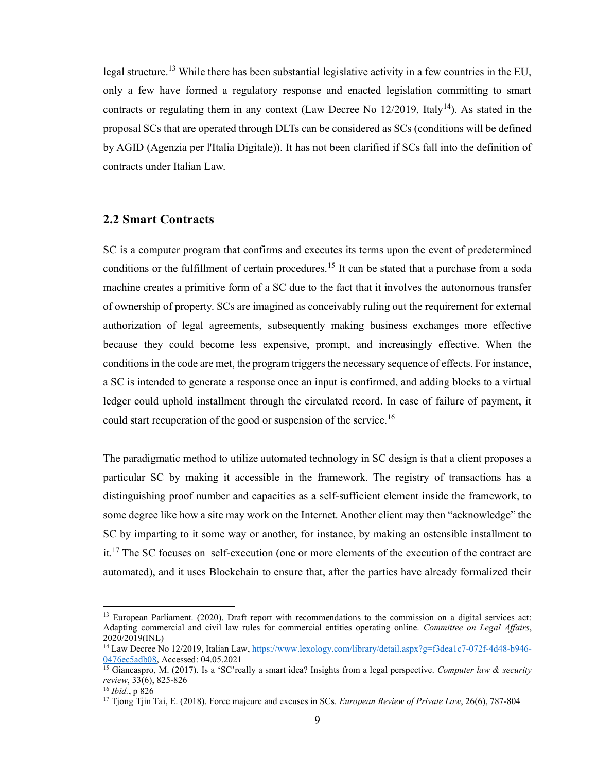legal structure.[13] While there has been substantial legislative activity in a few countries in the EU, only a few have formed a regulatory response and enacted legislation committing to smart contracts or regulating them in any context (Law Decree No 12/2019, Italy[14]). As stated in the proposal SCs that are operated through DLTs can be considered as SCs (conditions will be defined by AGID (Agenzia per l'Italia Digitale)). It has not been clarified if SCs fall into the definition of contracts under Italian Law.

## 2.2 Smart Contracts

SC is a computer program that confirms and executes its terms upon the event of predetermined conditions or the fulfillment of certain procedures.[15] It can be stated that a purchase from a soda machine creates a primitive form of a SC due to the fact that it involves the autonomous transfer of ownership of property. SCs are imagined as conceivably ruling out the requirement for external authorization of legal agreements, subsequently making business exchanges more effective because they could become less expensive, prompt, and increasingly effective. When the conditions in the code are met, the program triggers the necessary sequence of effects. For instance, a SC is intended to generate a response once an input is confirmed, and adding blocks to a virtual ledger could uphold installment through the circulated record. In case of failure of payment, it could start recuperation of the good or suspension of the service.[16]

The paradigmatic method to utilize automated technology in SC design is that a client proposes a particular SC by making it accessible in the framework. The registry of transactions has a distinguishing proof number and capacities as a self-sufficient element inside the framework, to some degree like how a site may work on the Internet. Another client may then "acknowledge" the SC by imparting to it some way or another, for instance, by making an ostensible installment to it.[17] The SC focuses on self-execution (one or more elements of the execution of the contract are automated), and it uses Blockchain to ensure that, after the parties have already formalized their

---

[13] European Parliament. (2020). Draft report with recommendations to the commission on a digital services act: Adapting commercial and civil law rules for commercial entities operating online. *Committee on Legal Affairs*, 2020/2019(INL)

[14] Law Decree No 12/2019, Italian Law, https://www.lexology.com/library/detail.aspx?g=f3dea1c7-072f-4d48-b946-0476ec5adb08, Accessed: 04.05.2021

[15] Giancaspro, M. (2017). Is a 'SC'really a smart idea? Insights from a legal perspective. *Computer law & security review*, 33(6), 825-826

[16] *Ibid.*, p 826

[17] Tjong Tjin Tai, E. (2018). Force majeure and excuses in SCs. *European Review of Private Law*, 26(6), 787-804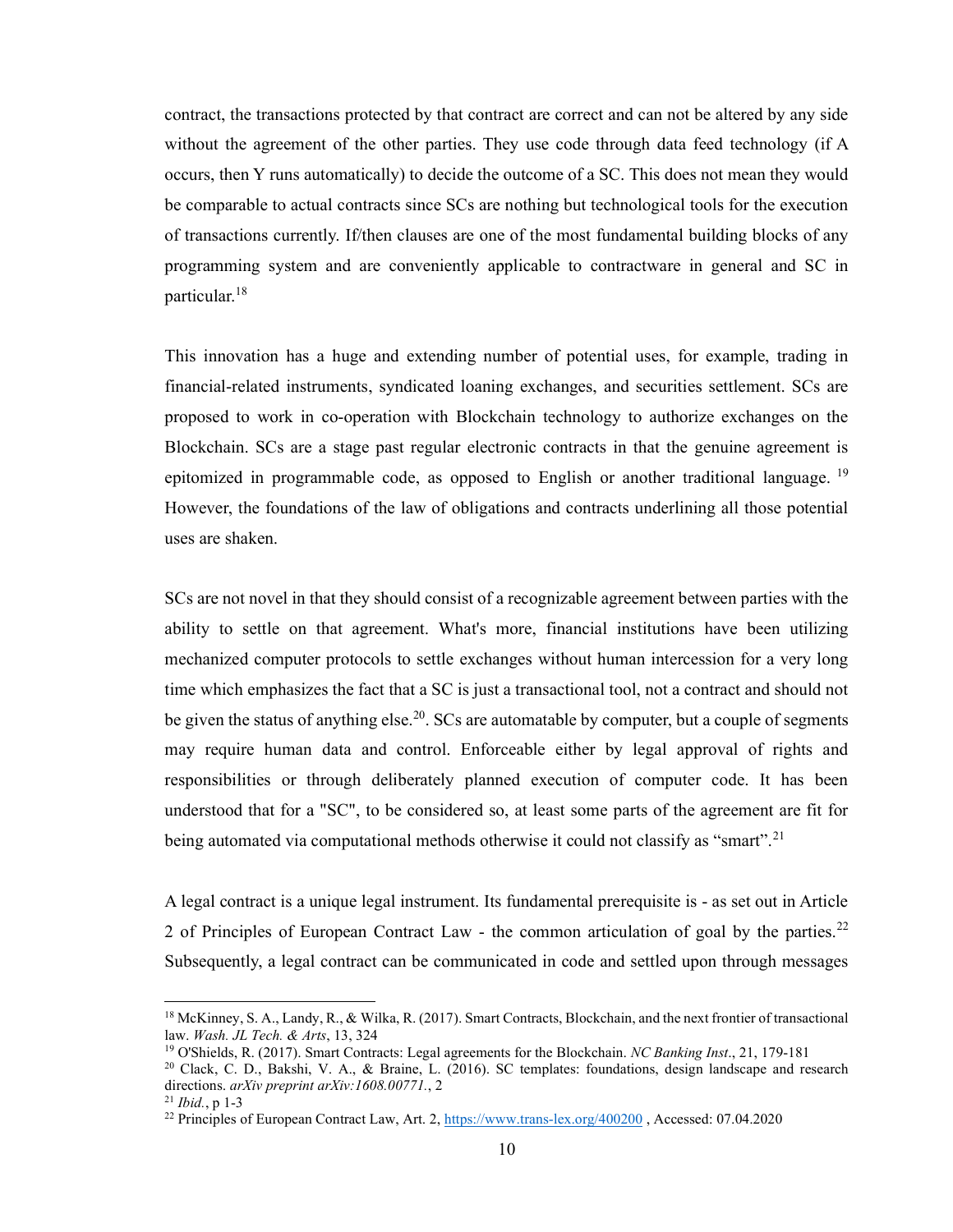contract, the transactions protected by that contract are correct and can not be altered by any side without the agreement of the other parties. They use code through data feed technology (if A occurs, then Y runs automatically) to decide the outcome of a SC. This does not mean they would be comparable to actual contracts since SCs are nothing but technological tools for the execution of transactions currently. If/then clauses are one of the most fundamental building blocks of any programming system and are conveniently applicable to contractware in general and SC in particular.[18]

This innovation has a huge and extending number of potential uses, for example, trading in financial-related instruments, syndicated loaning exchanges, and securities settlement. SCs are proposed to work in co-operation with Blockchain technology to authorize exchanges on the Blockchain. SCs are a stage past regular electronic contracts in that the genuine agreement is epitomized in programmable code, as opposed to English or another traditional language. [19] However, the foundations of the law of obligations and contracts underlining all those potential uses are shaken.

SCs are not novel in that they should consist of a recognizable agreement between parties with the ability to settle on that agreement. What's more, financial institutions have been utilizing mechanized computer protocols to settle exchanges without human intercession for a very long time which emphasizes the fact that a SC is just a transactional tool, not a contract and should not be given the status of anything else.[20]. SCs are automatable by computer, but a couple of segments may require human data and control. Enforceable either by legal approval of rights and responsibilities or through deliberately planned execution of computer code. It has been understood that for a "SC", to be considered so, at least some parts of the agreement are fit for being automated via computational methods otherwise it could not classify as "smart".[21]

A legal contract is a unique legal instrument. Its fundamental prerequisite is - as set out in Article 2 of Principles of European Contract Law - the common articulation of goal by the parties.[22] Subsequently, a legal contract can be communicated in code and settled upon through messages

---

[18] McKinney, S. A., Landy, R., & Wilka, R. (2017). Smart Contracts, Blockchain, and the next frontier of transactional law. *Wash. JL Tech. & Arts*, 13, 324

[19] O'Shields, R. (2017). Smart Contracts: Legal agreements for the Blockchain. *NC Banking Inst*., 21, 179-181

[20] Clack, C. D., Bakshi, V. A., & Braine, L. (2016). SC templates: foundations, design landscape and research directions. *arXiv preprint arXiv:1608.00771.*, 2

[21] *Ibid.*, p 1-3

[22] Principles of European Contract Law, Art. 2, https://www.trans-lex.org/400200 , Accessed: 07.04.2020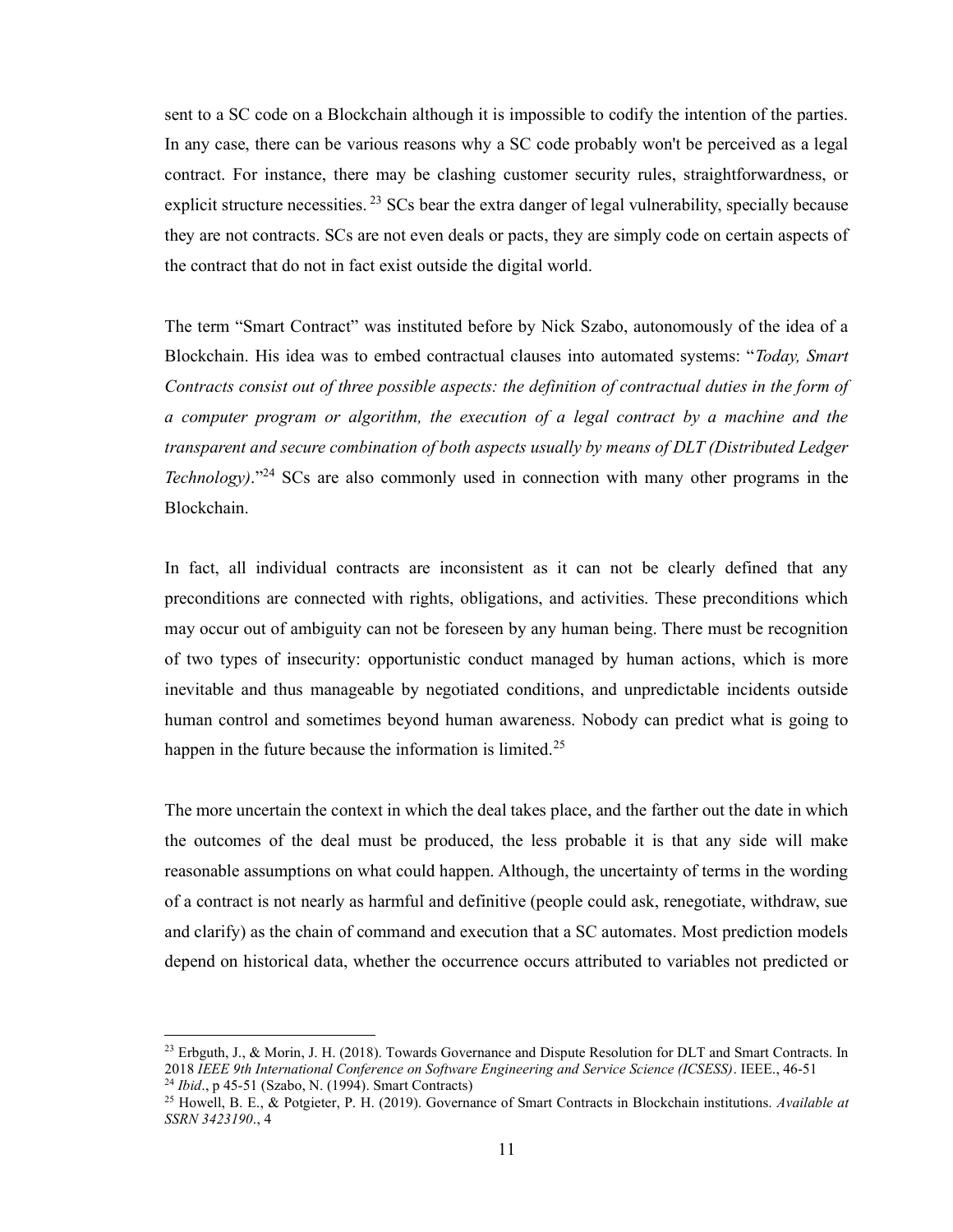sent to a SC code on a Blockchain although it is impossible to codify the intention of the parties. In any case, there can be various reasons why a SC code probably won't be perceived as a legal contract. For instance, there may be clashing customer security rules, straightforwardness, or explicit structure necessities. [23] SCs bear the extra danger of legal vulnerability, specially because they are not contracts. SCs are not even deals or pacts, they are simply code on certain aspects of the contract that do not in fact exist outside the digital world.

The term "Smart Contract" was instituted before by Nick Szabo, autonomously of the idea of a Blockchain. His idea was to embed contractual clauses into automated systems: "*Today, Smart Contracts consist out of three possible aspects: the definition of contractual duties in the form of a computer program or algorithm, the execution of a legal contract by a machine and the transparent and secure combination of both aspects usually by means of DLT (Distributed Ledger Technology)*."[24] SCs are also commonly used in connection with many other programs in the Blockchain.

In fact, all individual contracts are inconsistent as it can not be clearly defined that any preconditions are connected with rights, obligations, and activities. These preconditions which may occur out of ambiguity can not be foreseen by any human being. There must be recognition of two types of insecurity: opportunistic conduct managed by human actions, which is more inevitable and thus manageable by negotiated conditions, and unpredictable incidents outside human control and sometimes beyond human awareness. Nobody can predict what is going to happen in the future because the information is limited.[25]

The more uncertain the context in which the deal takes place, and the farther out the date in which the outcomes of the deal must be produced, the less probable it is that any side will make reasonable assumptions on what could happen. Although, the uncertainty of terms in the wording of a contract is not nearly as harmful and definitive (people could ask, renegotiate, withdraw, sue and clarify) as the chain of command and execution that a SC automates. Most prediction models depend on historical data, whether the occurrence occurs attributed to variables not predicted or

---

[23] Erbguth, J., & Morin, J. H. (2018). Towards Governance and Dispute Resolution for DLT and Smart Contracts. In 2018 *IEEE 9th International Conference on Software Engineering and Service Science (ICSESS)*. IEEE., 46-51

[24] *Ibid*., p 45-51 (Szabo, N. (1994). Smart Contracts)

[25] Howell, B. E., & Potgieter, P. H. (2019). Governance of Smart Contracts in Blockchain institutions. *Available at SSRN 3423190*., 4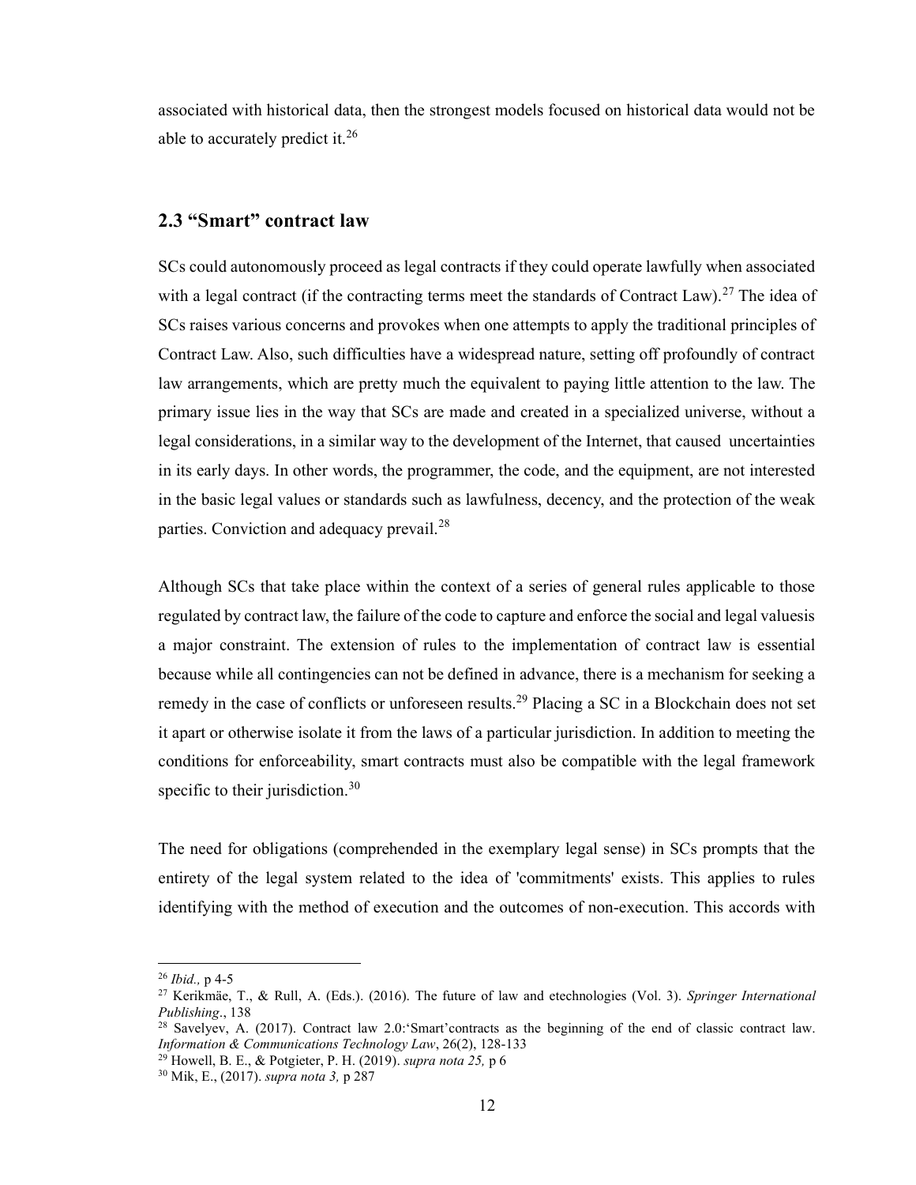associated with historical data, then the strongest models focused on historical data would not be able to accurately predict it.[26]

## 2.3 "Smart" contract law

SCs could autonomously proceed as legal contracts if they could operate lawfully when associated with a legal contract (if the contracting terms meet the standards of Contract Law).[27] The idea of SCs raises various concerns and provokes when one attempts to apply the traditional principles of Contract Law. Also, such difficulties have a widespread nature, setting off profoundly of contract law arrangements, which are pretty much the equivalent to paying little attention to the law. The primary issue lies in the way that SCs are made and created in a specialized universe, without a legal considerations, in a similar way to the development of the Internet, that caused uncertainties in its early days. In other words, the programmer, the code, and the equipment, are not interested in the basic legal values or standards such as lawfulness, decency, and the protection of the weak parties. Conviction and adequacy prevail.[28]

Although SCs that take place within the context of a series of general rules applicable to those regulated by contract law, the failure of the code to capture and enforce the social and legal valuesis a major constraint. The extension of rules to the implementation of contract law is essential because while all contingencies can not be defined in advance, there is a mechanism for seeking a remedy in the case of conflicts or unforeseen results.[29] Placing a SC in a Blockchain does not set it apart or otherwise isolate it from the laws of a particular jurisdiction. In addition to meeting the conditions for enforceability, smart contracts must also be compatible with the legal framework specific to their jurisdiction.[30]

The need for obligations (comprehended in the exemplary legal sense) in SCs prompts that the entirety of the legal system related to the idea of 'commitments' exists. This applies to rules identifying with the method of execution and the outcomes of non-execution. This accords with

---

[26] *Ibid.,* p 4-5

[27] Kerikmäe, T., & Rull, A. (Eds.). (2016). The future of law and etechnologies (Vol. 3). *Springer International Publishing*., 138

[28] Savelyev, A. (2017). Contract law 2.0:'Smart'contracts as the beginning of the end of classic contract law. *Information & Communications Technology Law*, 26(2), 128-133

[29] Howell, B. E., & Potgieter, P. H. (2019). *supra nota 25,* p 6

[30] Mik, E., (2017). *supra nota 3,* p 287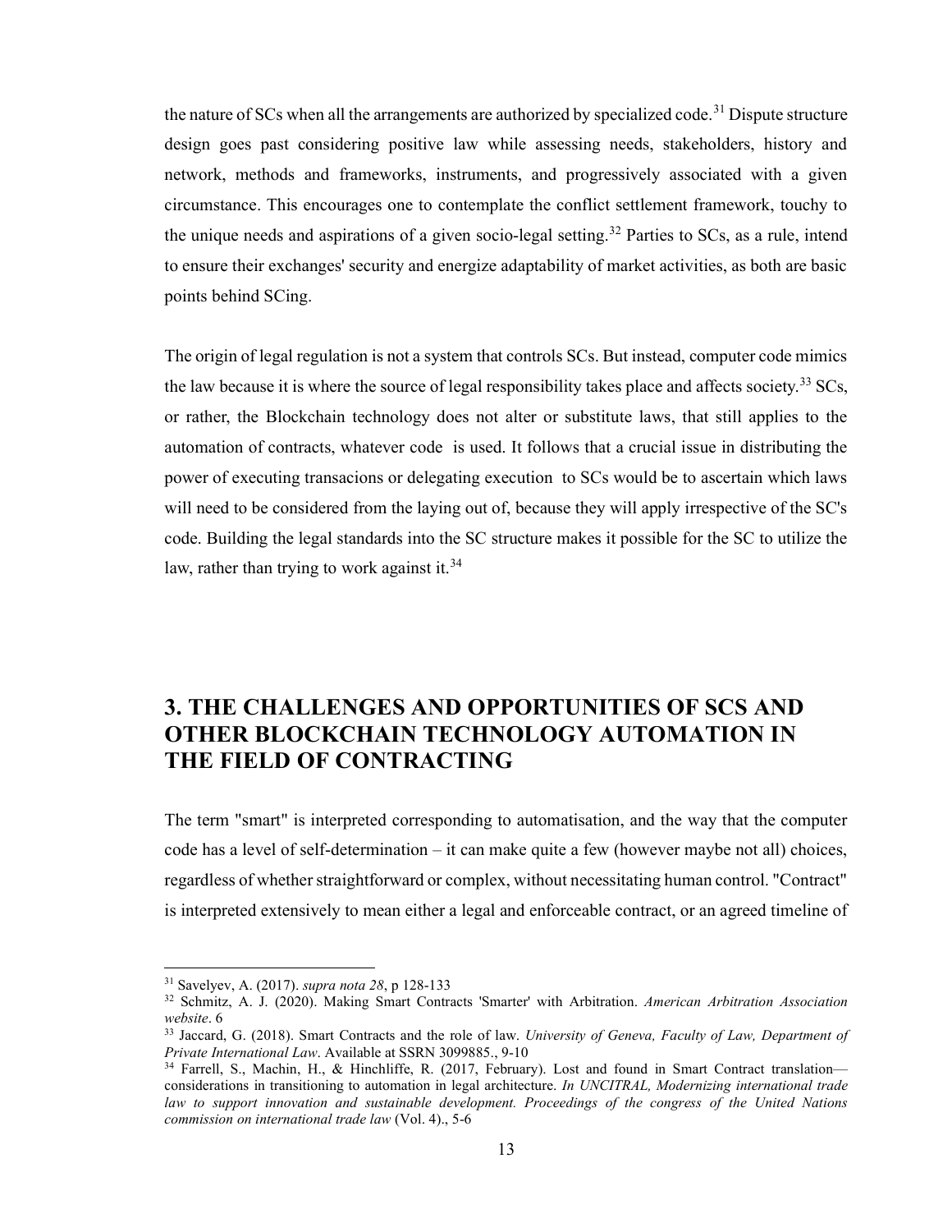the nature of SCs when all the arrangements are authorized by specialized code.[31] Dispute structure design goes past considering positive law while assessing needs, stakeholders, history and network, methods and frameworks, instruments, and progressively associated with a given circumstance. This encourages one to contemplate the conflict settlement framework, touchy to the unique needs and aspirations of a given socio-legal setting.[32] Parties to SCs, as a rule, intend to ensure their exchanges' security and energize adaptability of market activities, as both are basic points behind SCing.

The origin of legal regulation is not a system that controls SCs. But instead, computer code mimics the law because it is where the source of legal responsibility takes place and affects society.[33] SCs, or rather, the Blockchain technology does not alter or substitute laws, that still applies to the automation of contracts, whatever code is used. It follows that a crucial issue in distributing the power of executing transacions or delegating execution to SCs would be to ascertain which laws will need to be considered from the laying out of, because they will apply irrespective of the SC's code. Building the legal standards into the SC structure makes it possible for the SC to utilize the law, rather than trying to work against it.[34]

## 3. THE CHALLENGES AND OPPORTUNITIES OF SCS AND OTHER BLOCKCHAIN TECHNOLOGY AUTOMATION IN THE FIELD OF CONTRACTING

The term "smart" is interpreted corresponding to automatisation, and the way that the computer code has a level of self-determination – it can make quite a few (however maybe not all) choices, regardless of whether straightforward or complex, without necessitating human control. "Contract" is interpreted extensively to mean either a legal and enforceable contract, or an agreed timeline of

---

[31] Savelyev, A. (2017). *supra nota 28*, p 128-133

[32] Schmitz, A. J. (2020). Making Smart Contracts 'Smarter' with Arbitration. *American Arbitration Association website*. 6

[33] Jaccard, G. (2018). Smart Contracts and the role of law. *University of Geneva, Faculty of Law, Department of Private International Law*. Available at SSRN 3099885., 9-10

[34] Farrell, S., Machin, H., & Hinchliffe, R. (2017, February). Lost and found in Smart Contract translation—considerations in transitioning to automation in legal architecture. *In UNCITRAL, Modernizing international trade law to support innovation and sustainable development. Proceedings of the congress of the United Nations commission on international trade law* (Vol. 4)., 5-6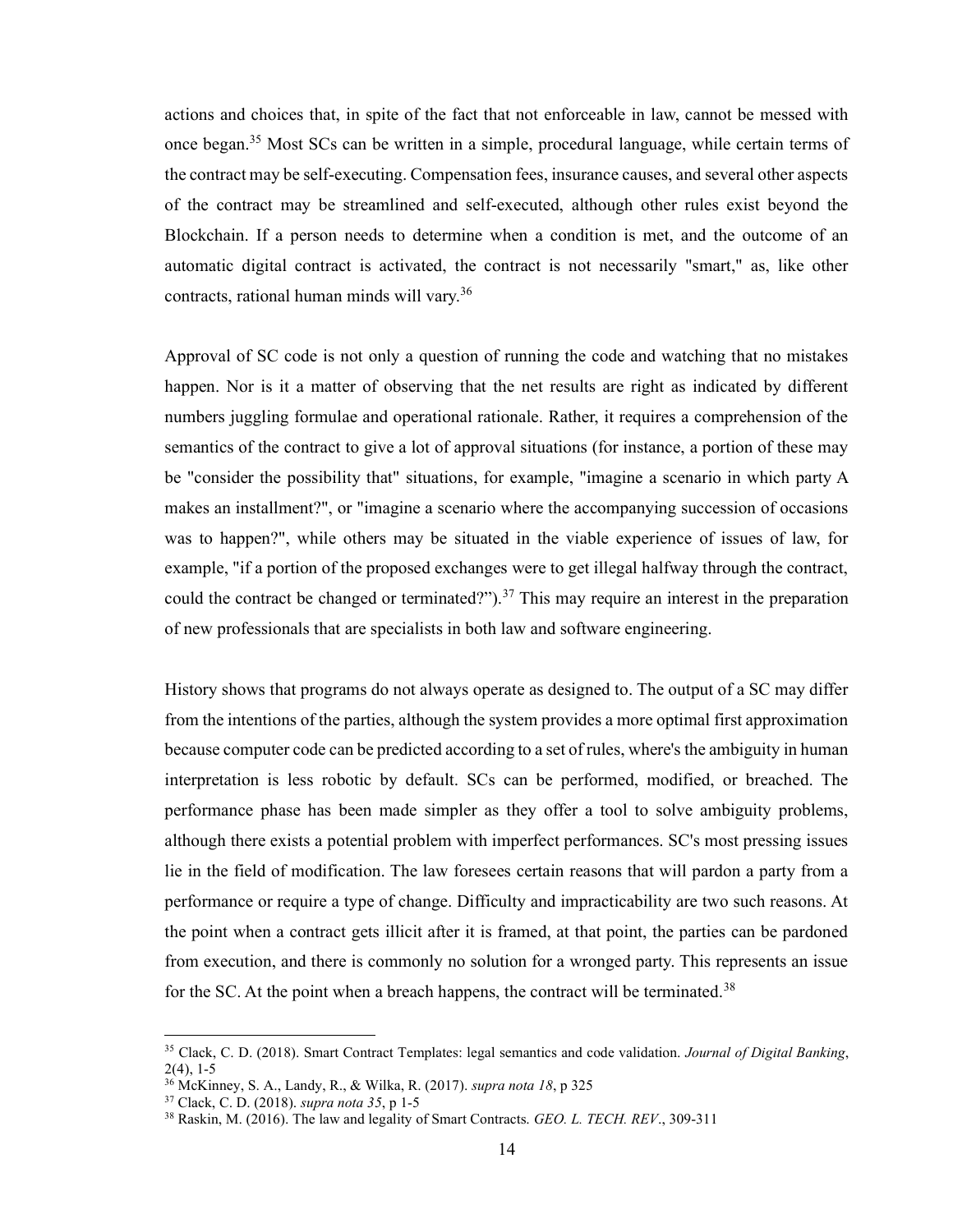actions and choices that, in spite of the fact that not enforceable in law, cannot be messed with once began.[35] Most SCs can be written in a simple, procedural language, while certain terms of the contract may be self-executing. Compensation fees, insurance causes, and several other aspects of the contract may be streamlined and self-executed, although other rules exist beyond the Blockchain. If a person needs to determine when a condition is met, and the outcome of an automatic digital contract is activated, the contract is not necessarily "smart," as, like other contracts, rational human minds will vary.[36]

Approval of SC code is not only a question of running the code and watching that no mistakes happen. Nor is it a matter of observing that the net results are right as indicated by different numbers juggling formulae and operational rationale. Rather, it requires a comprehension of the semantics of the contract to give a lot of approval situations (for instance, a portion of these may be "consider the possibility that" situations, for example, "imagine a scenario in which party A makes an installment?", or "imagine a scenario where the accompanying succession of occasions was to happen?", while others may be situated in the viable experience of issues of law, for example, "if a portion of the proposed exchanges were to get illegal halfway through the contract, could the contract be changed or terminated?").[37] This may require an interest in the preparation of new professionals that are specialists in both law and software engineering.

History shows that programs do not always operate as designed to. The output of a SC may differ from the intentions of the parties, although the system provides a more optimal first approximation because computer code can be predicted according to a set of rules, where's the ambiguity in human interpretation is less robotic by default. SCs can be performed, modified, or breached. The performance phase has been made simpler as they offer a tool to solve ambiguity problems, although there exists a potential problem with imperfect performances. SC's most pressing issues lie in the field of modification. The law foresees certain reasons that will pardon a party from a performance or require a type of change. Difficulty and impracticability are two such reasons. At the point when a contract gets illicit after it is framed, at that point, the parties can be pardoned from execution, and there is commonly no solution for a wronged party. This represents an issue for the SC. At the point when a breach happens, the contract will be terminated.[38]

---

[35] Clack, C. D. (2018). Smart Contract Templates: legal semantics and code validation. *Journal of Digital Banking*, 2(4), 1-5

[36] McKinney, S. A., Landy, R., & Wilka, R. (2017). *supra nota 18*, p 325

[37] Clack, C. D. (2018). *supra nota 35*, p 1-5

[38] Raskin, M. (2016). The law and legality of Smart Contracts. *GEO. L. TECH. REV*., 309-311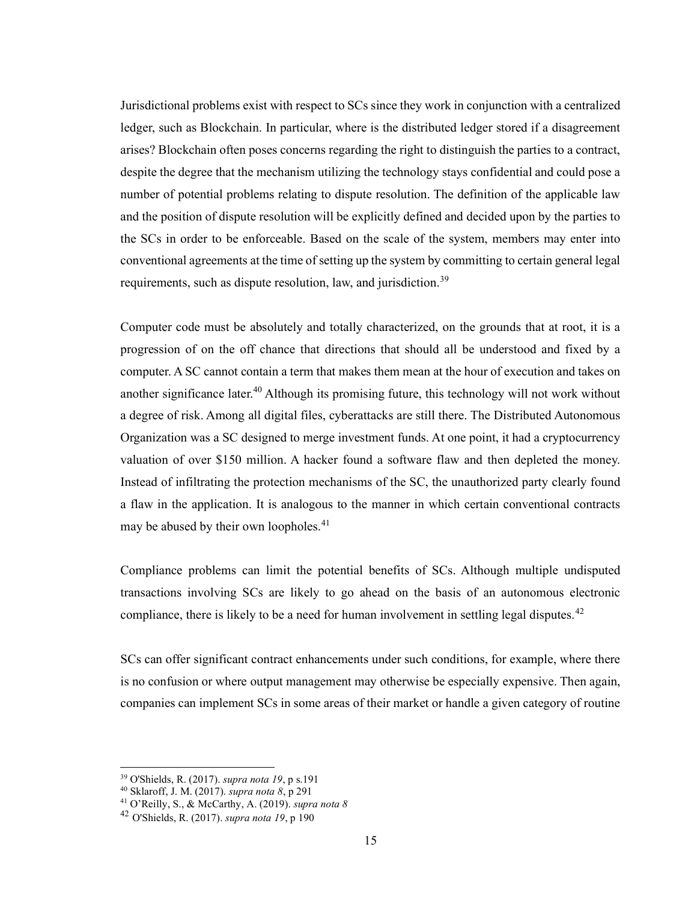Jurisdictional problems exist with respect to SCs since they work in conjunction with a centralized ledger, such as Blockchain. In particular, where is the distributed ledger stored if a disagreement arises? Blockchain often poses concerns regarding the right to distinguish the parties to a contract, despite the degree that the mechanism utilizing the technology stays confidential and could pose a number of potential problems relating to dispute resolution. The definition of the applicable law and the position of dispute resolution will be explicitly defined and decided upon by the parties to the SCs in order to be enforceable. Based on the scale of the system, members may enter into conventional agreements at the time of setting up the system by committing to certain general legal requirements, such as dispute resolution, law, and jurisdiction.[39]

Computer code must be absolutely and totally characterized, on the grounds that at root, it is a progression of on the off chance that directions that should all be understood and fixed by a computer. A SC cannot contain a term that makes them mean at the hour of execution and takes on another significance later.[40] Although its promising future, this technology will not work without a degree of risk. Among all digital files, cyberattacks are still there. The Distributed Autonomous Organization was a SC designed to merge investment funds. At one point, it had a cryptocurrency valuation of over $150 million. A hacker found a software flaw and then depleted the money. Instead of infiltrating the protection mechanisms of the SC, the unauthorized party clearly found a flaw in the application. It is analogous to the manner in which certain conventional contracts may be abused by their own loopholes.[41]

Compliance problems can limit the potential benefits of SCs. Although multiple undisputed transactions involving SCs are likely to go ahead on the basis of an autonomous electronic compliance, there is likely to be a need for human involvement in settling legal disputes.[42]

SCs can offer significant contract enhancements under such conditions, for example, where there is no confusion or where output management may otherwise be especially expensive. Then again, companies can implement SCs in some areas of their market or handle a given category of routine

---

[39] O'Shields, R. (2017). *supra nota 19*, p s.191

[40] Sklaroff, J. M. (2017). *supra nota 8*, p 291

[41] O'Reilly, S., & McCarthy, A. (2019). *supra nota 8*

[42] O'Shields, R. (2017). *supra nota 19*, p 190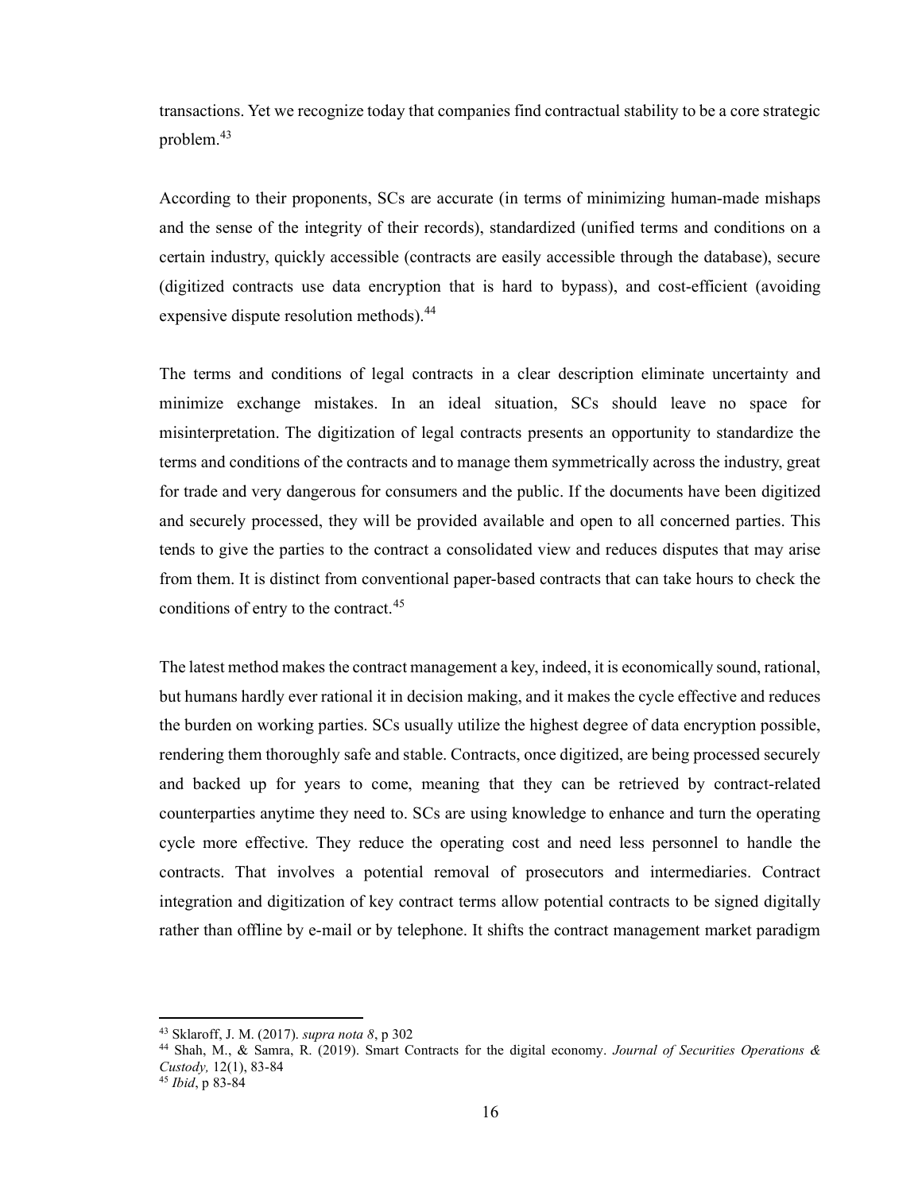transactions. Yet we recognize today that companies find contractual stability to be a core strategic problem.[43]

According to their proponents, SCs are accurate (in terms of minimizing human-made mishaps and the sense of the integrity of their records), standardized (unified terms and conditions on a certain industry, quickly accessible (contracts are easily accessible through the database), secure (digitized contracts use data encryption that is hard to bypass), and cost-efficient (avoiding expensive dispute resolution methods).[44]

The terms and conditions of legal contracts in a clear description eliminate uncertainty and minimize exchange mistakes. In an ideal situation, SCs should leave no space for misinterpretation. The digitization of legal contracts presents an opportunity to standardize the terms and conditions of the contracts and to manage them symmetrically across the industry, great for trade and very dangerous for consumers and the public. If the documents have been digitized and securely processed, they will be provided available and open to all concerned parties. This tends to give the parties to the contract a consolidated view and reduces disputes that may arise from them. It is distinct from conventional paper-based contracts that can take hours to check the conditions of entry to the contract.[45]

The latest method makes the contract management a key, indeed, it is economically sound, rational, but humans hardly ever rational it in decision making, and it makes the cycle effective and reduces the burden on working parties. SCs usually utilize the highest degree of data encryption possible, rendering them thoroughly safe and stable. Contracts, once digitized, are being processed securely and backed up for years to come, meaning that they can be retrieved by contract-related counterparties anytime they need to. SCs are using knowledge to enhance and turn the operating cycle more effective. They reduce the operating cost and need less personnel to handle the contracts. That involves a potential removal of prosecutors and intermediaries. Contract integration and digitization of key contract terms allow potential contracts to be signed digitally rather than offline by e-mail or by telephone. It shifts the contract management market paradigm

---

[43] Sklaroff, J. M. (2017). *supra nota 8*, p 302

[44] Shah, M., & Samra, R. (2019). Smart Contracts for the digital economy. *Journal of Securities Operations & Custody,* 12(1), 83-84

[45] *Ibid*, p 83-84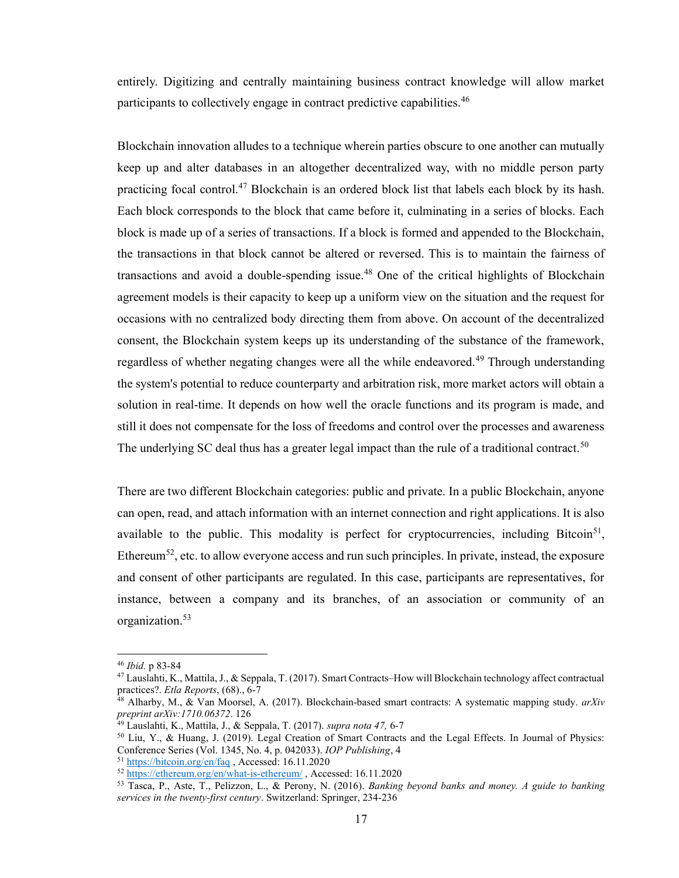entirely. Digitizing and centrally maintaining business contract knowledge will allow market participants to collectively engage in contract predictive capabilities.[46]

Blockchain innovation alludes to a technique wherein parties obscure to one another can mutually keep up and alter databases in an altogether decentralized way, with no middle person party practicing focal control.[47] Blockchain is an ordered block list that labels each block by its hash. Each block corresponds to the block that came before it, culminating in a series of blocks. Each block is made up of a series of transactions. If a block is formed and appended to the Blockchain, the transactions in that block cannot be altered or reversed. This is to maintain the fairness of transactions and avoid a double-spending issue.[48] One of the critical highlights of Blockchain agreement models is their capacity to keep up a uniform view on the situation and the request for occasions with no centralized body directing them from above. On account of the decentralized consent, the Blockchain system keeps up its understanding of the substance of the framework, regardless of whether negating changes were all the while endeavored.[49] Through understanding the system's potential to reduce counterparty and arbitration risk, more market actors will obtain a solution in real-time. It depends on how well the oracle functions and its program is made, and still it does not compensate for the loss of freedoms and control over the processes and awareness The underlying SC deal thus has a greater legal impact than the rule of a traditional contract.[50]

There are two different Blockchain categories: public and private. In a public Blockchain, anyone can open, read, and attach information with an internet connection and right applications. It is also available to the public. This modality is perfect for cryptocurrencies, including Bitcoin[51], Ethereum[52], etc. to allow everyone access and run such principles. In private, instead, the exposure and consent of other participants are regulated. In this case, participants are representatives, for instance, between a company and its branches, of an association or community of an organization.[53]

---

[46] *Ibid.* p 83-84

[47] Lauslahti, K., Mattila, J., & Seppala, T. (2017). Smart Contracts–How will Blockchain technology affect contractual practices?. *Etla Reports*, (68)., 6-7

[48] Alharby, M., & Van Moorsel, A. (2017). Blockchain-based smart contracts: A systematic mapping study. *arXiv preprint arXiv:1710.06372*. 126

[49] Lauslahti, K., Mattila, J., & Seppala, T. (2017). *supra nota 47,* 6-7

[50] Liu, Y., & Huang, J. (2019). Legal Creation of Smart Contracts and the Legal Effects. In Journal of Physics: Conference Series (Vol. 1345, No. 4, p. 042033). *IOP Publishing*, 4

[51] https://bitcoin.org/en/faq , Accessed: 16.11.2020

[52] https://ethereum.org/en/what-is-ethereum/ , Accessed: 16.11.2020

[53] Tasca, P., Aste, T., Pelizzon, L., & Perony, N. (2016). *Banking beyond banks and money. A guide to banking services in the twenty-first century*. Switzerland: Springer, 234-236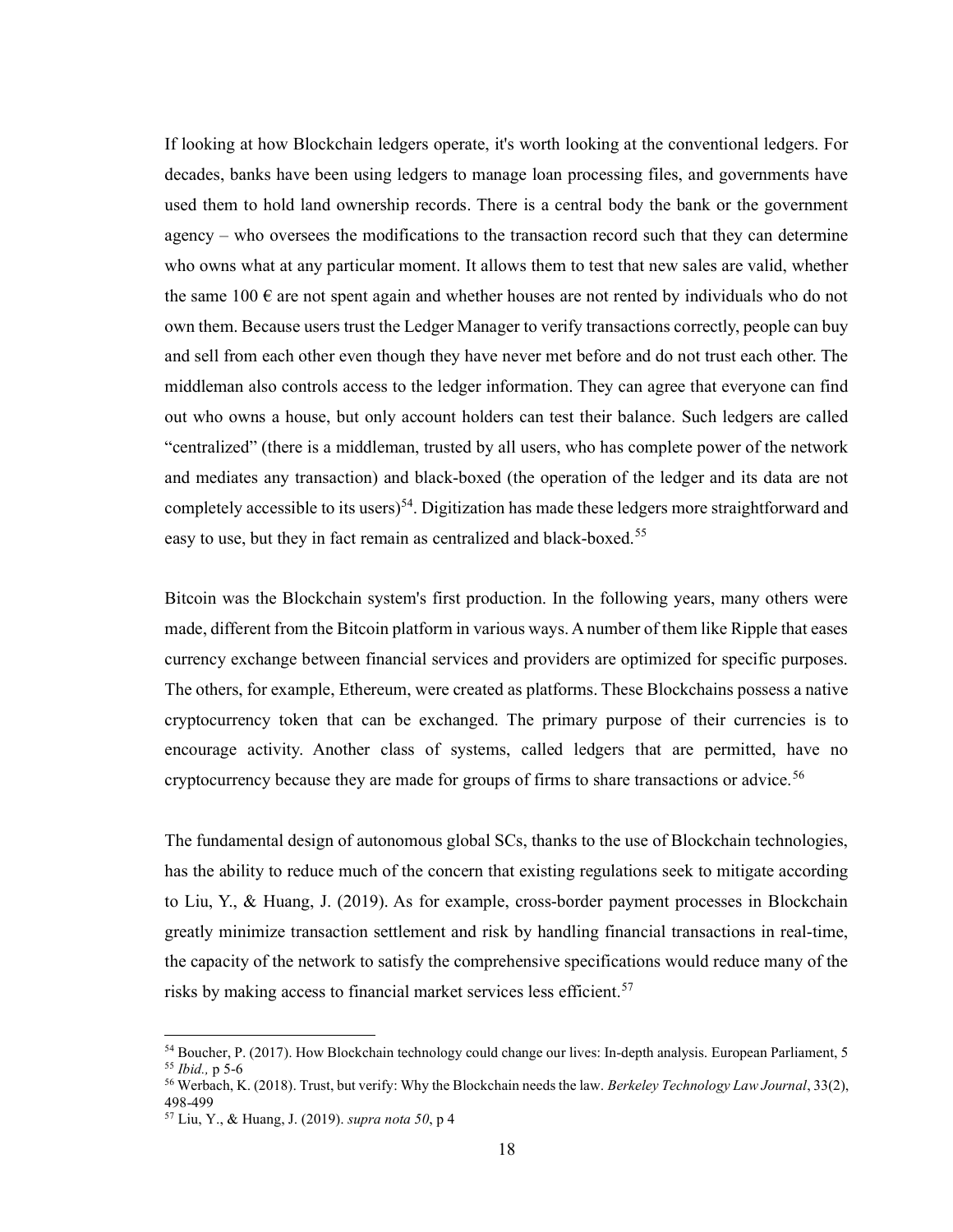If looking at how Blockchain ledgers operate, it's worth looking at the conventional ledgers. For decades, banks have been using ledgers to manage loan processing files, and governments have used them to hold land ownership records. There is a central body the bank or the government agency – who oversees the modifications to the transaction record such that they can determine who owns what at any particular moment. It allows them to test that new sales are valid, whether the same 100 € are not spent again and whether houses are not rented by individuals who do not own them. Because users trust the Ledger Manager to verify transactions correctly, people can buy and sell from each other even though they have never met before and do not trust each other. The middleman also controls access to the ledger information. They can agree that everyone can find out who owns a house, but only account holders can test their balance. Such ledgers are called "centralized" (there is a middleman, trusted by all users, who has complete power of the network and mediates any transaction) and black-boxed (the operation of the ledger and its data are not completely accessible to its users)[54]. Digitization has made these ledgers more straightforward and easy to use, but they in fact remain as centralized and black-boxed.[55]

Bitcoin was the Blockchain system's first production. In the following years, many others were made, different from the Bitcoin platform in various ways. A number of them like Ripple that eases currency exchange between financial services and providers are optimized for specific purposes. The others, for example, Ethereum, were created as platforms. These Blockchains possess a native cryptocurrency token that can be exchanged. The primary purpose of their currencies is to encourage activity. Another class of systems, called ledgers that are permitted, have no cryptocurrency because they are made for groups of firms to share transactions or advice.[56]

The fundamental design of autonomous global SCs, thanks to the use of Blockchain technologies, has the ability to reduce much of the concern that existing regulations seek to mitigate according to Liu, Y., & Huang, J. (2019). As for example, cross-border payment processes in Blockchain greatly minimize transaction settlement and risk by handling financial transactions in real-time, the capacity of the network to satisfy the comprehensive specifications would reduce many of the risks by making access to financial market services less efficient.[57]

---

[54] Boucher, P. (2017). How Blockchain technology could change our lives: In-depth analysis. European Parliament, 5

[55] *Ibid.,* p 5-6

[56] Werbach, K. (2018). Trust, but verify: Why the Blockchain needs the law. *Berkeley Technology Law Journal*, 33(2), 498-499

[57] Liu, Y., & Huang, J. (2019). *supra nota 50*, p 4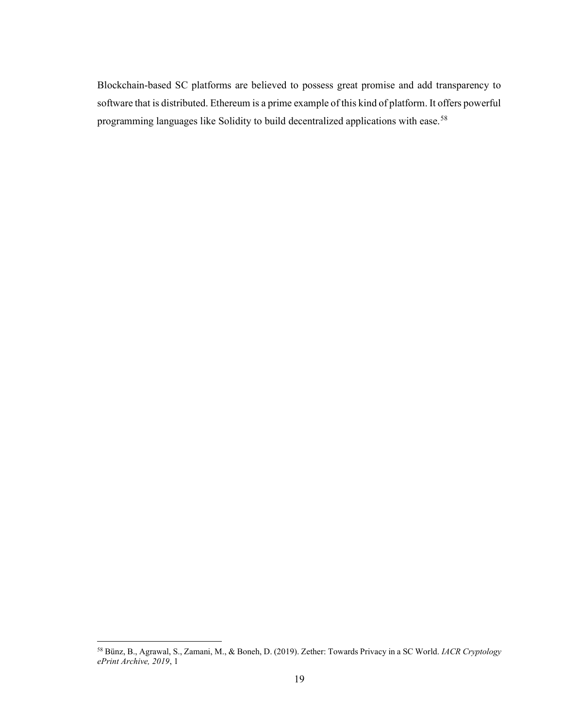Blockchain-based SC platforms are believed to possess great promise and add transparency to software that is distributed. Ethereum is a prime example of this kind of platform. It offers powerful programming languages like Solidity to build decentralized applications with ease.[58]

---

[58] Bünz, B., Agrawal, S., Zamani, M., & Boneh, D. (2019). Zether: Towards Privacy in a SC World. *IACR Cryptology ePrint Archive, 2019*, 1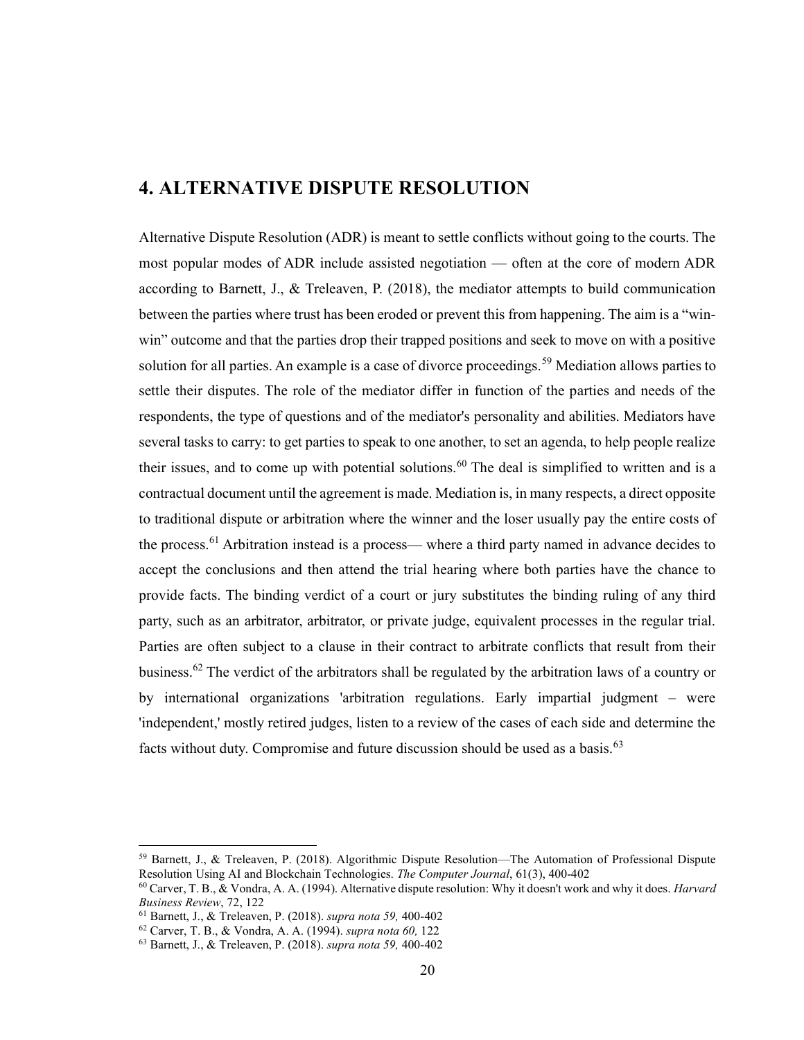## 4. ALTERNATIVE DISPUTE RESOLUTION

Alternative Dispute Resolution (ADR) is meant to settle conflicts without going to the courts. The most popular modes of ADR include assisted negotiation — often at the core of modern ADR according to Barnett, J., & Treleaven, P. (2018), the mediator attempts to build communication between the parties where trust has been eroded or prevent this from happening. The aim is a "win-win" outcome and that the parties drop their trapped positions and seek to move on with a positive solution for all parties. An example is a case of divorce proceedings.[59] Mediation allows parties to settle their disputes. The role of the mediator differ in function of the parties and needs of the respondents, the type of questions and of the mediator's personality and abilities. Mediators have several tasks to carry: to get parties to speak to one another, to set an agenda, to help people realize their issues, and to come up with potential solutions.[60] The deal is simplified to written and is a contractual document until the agreement is made. Mediation is, in many respects, a direct opposite to traditional dispute or arbitration where the winner and the loser usually pay the entire costs of the process.[61] Arbitration instead is a process— where a third party named in advance decides to accept the conclusions and then attend the trial hearing where both parties have the chance to provide facts. The binding verdict of a court or jury substitutes the binding ruling of any third party, such as an arbitrator, arbitrator, or private judge, equivalent processes in the regular trial. Parties are often subject to a clause in their contract to arbitrate conflicts that result from their business.[62] The verdict of the arbitrators shall be regulated by the arbitration laws of a country or by international organizations 'arbitration regulations. Early impartial judgment – were 'independent,' mostly retired judges, listen to a review of the cases of each side and determine the facts without duty. Compromise and future discussion should be used as a basis.[63]

---

[59] Barnett, J., & Treleaven, P. (2018). Algorithmic Dispute Resolution—The Automation of Professional Dispute Resolution Using AI and Blockchain Technologies. *The Computer Journal*, 61(3), 400-402

[60] Carver, T. B., & Vondra, A. A. (1994). Alternative dispute resolution: Why it doesn't work and why it does. *Harvard Business Review*, 72, 122

[61] Barnett, J., & Treleaven, P. (2018). *supra nota 59,* 400-402

[62] Carver, T. B., & Vondra, A. A. (1994). *supra nota 60,* 122

[63] Barnett, J., & Treleaven, P. (2018). *supra nota 59,* 400-402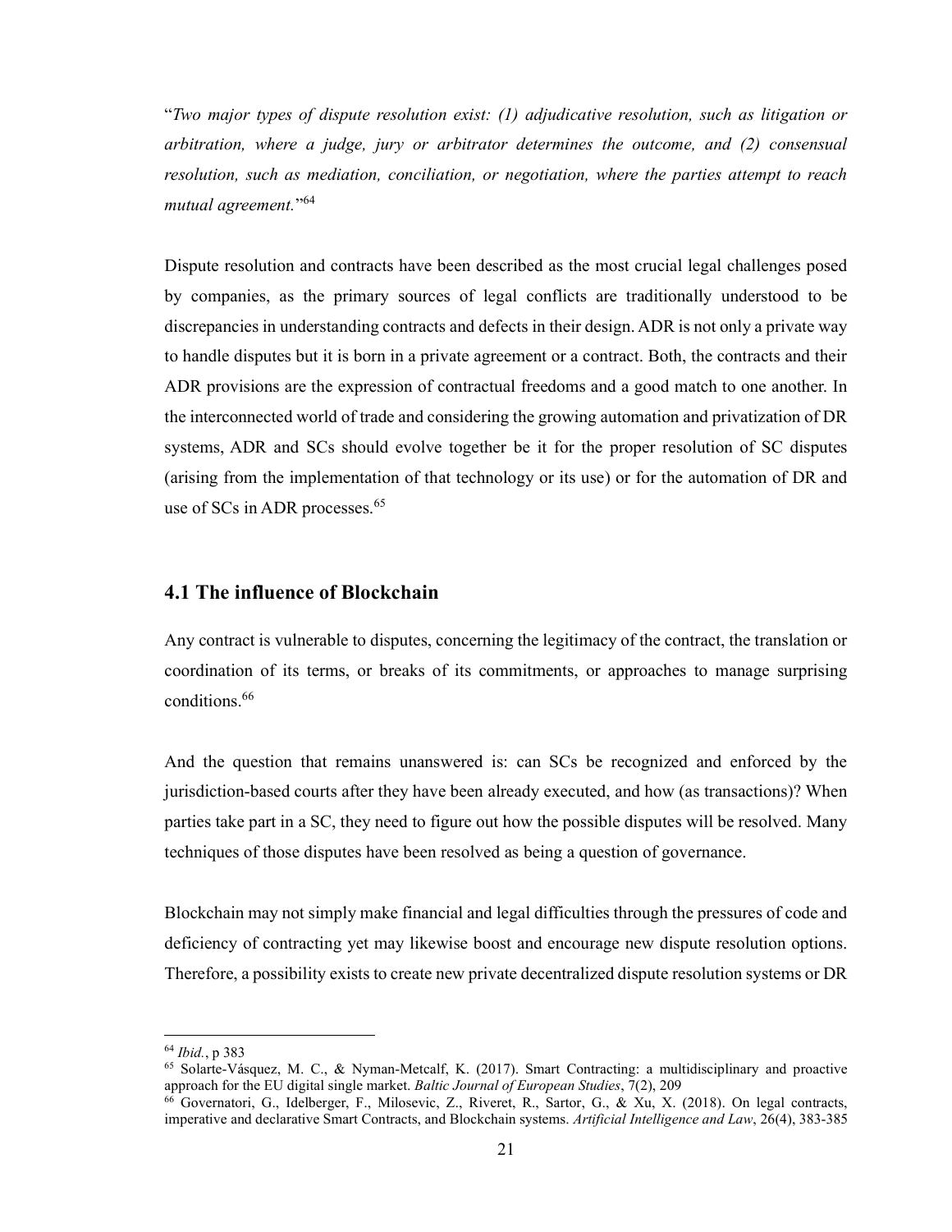"*Two major types of dispute resolution exist: (1) adjudicative resolution, such as litigation or arbitration, where a judge, jury or arbitrator determines the outcome, and (2) consensual resolution, such as mediation, conciliation, or negotiation, where the parties attempt to reach mutual agreement.*"[64]

Dispute resolution and contracts have been described as the most crucial legal challenges posed by companies, as the primary sources of legal conflicts are traditionally understood to be discrepancies in understanding contracts and defects in their design. ADR is not only a private way to handle disputes but it is born in a private agreement or a contract. Both, the contracts and their ADR provisions are the expression of contractual freedoms and a good match to one another. In the interconnected world of trade and considering the growing automation and privatization of DR systems, ADR and SCs should evolve together be it for the proper resolution of SC disputes (arising from the implementation of that technology or its use) or for the automation of DR and use of SCs in ADR processes.[65]

## 4.1 The influence of Blockchain

Any contract is vulnerable to disputes, concerning the legitimacy of the contract, the translation or coordination of its terms, or breaks of its commitments, or approaches to manage surprising conditions.[66]

And the question that remains unanswered is: can SCs be recognized and enforced by the jurisdiction-based courts after they have been already executed, and how (as transactions)? When parties take part in a SC, they need to figure out how the possible disputes will be resolved. Many techniques of those disputes have been resolved as being a question of governance.

Blockchain may not simply make financial and legal difficulties through the pressures of code and deficiency of contracting yet may likewise boost and encourage new dispute resolution options. Therefore, a possibility exists to create new private decentralized dispute resolution systems or DR

---

[64] *Ibid.*, p 383

[65] Solarte-Vásquez, M. C., & Nyman-Metcalf, K. (2017). Smart Contracting: a multidisciplinary and proactive approach for the EU digital single market. *Baltic Journal of European Studies*, 7(2), 209

[66] Governatori, G., Idelberger, F., Milosevic, Z., Riveret, R., Sartor, G., & Xu, X. (2018). On legal contracts, imperative and declarative Smart Contracts, and Blockchain systems. *Artificial Intelligence and Law*, 26(4), 383-385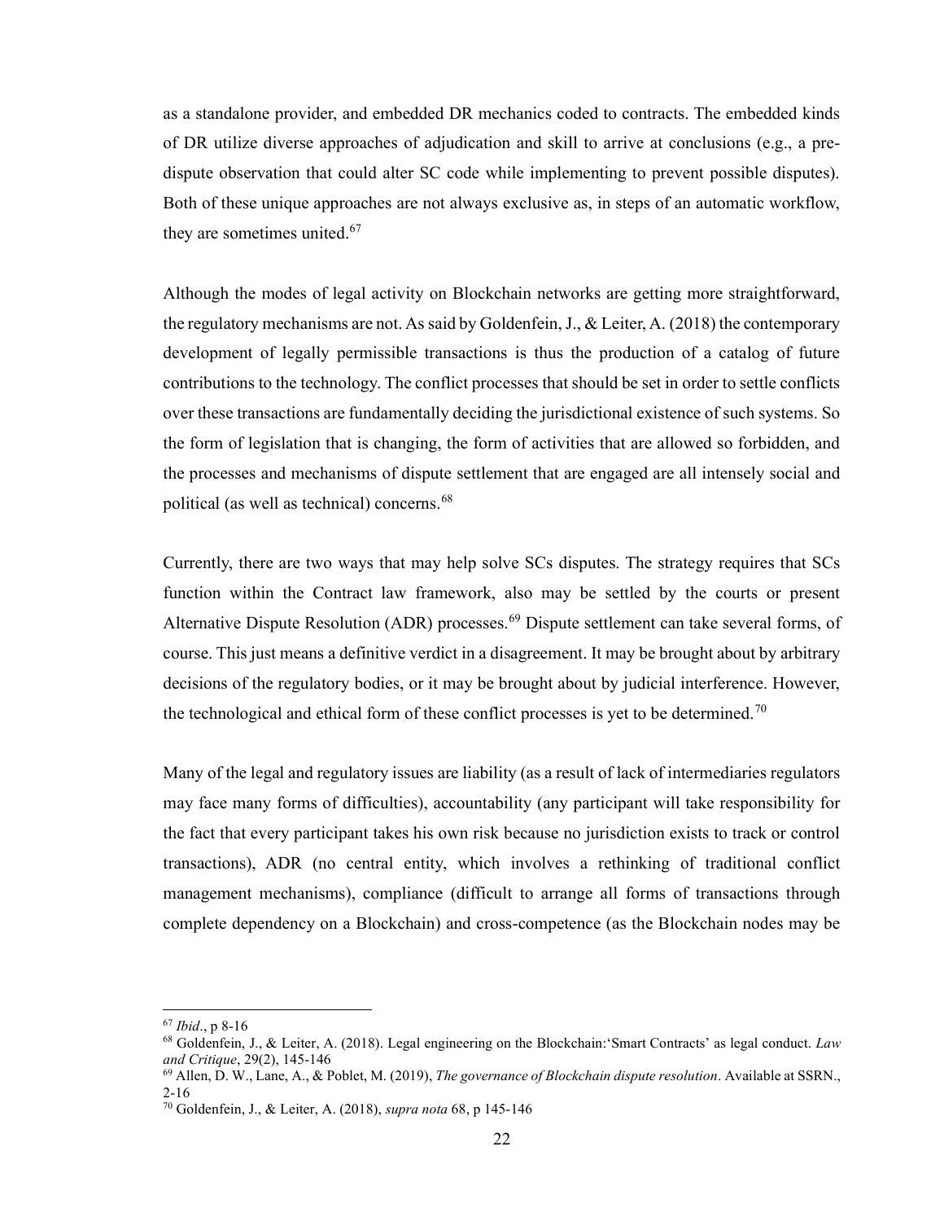as a standalone provider, and embedded DR mechanics coded to contracts. The embedded kinds of DR utilize diverse approaches of adjudication and skill to arrive at conclusions (e.g., a pre-dispute observation that could alter SC code while implementing to prevent possible disputes). Both of these unique approaches are not always exclusive as, in steps of an automatic workflow, they are sometimes united.[67]

Although the modes of legal activity on Blockchain networks are getting more straightforward, the regulatory mechanisms are not. As said by Goldenfein, J., & Leiter, A. (2018) the contemporary development of legally permissible transactions is thus the production of a catalog of future contributions to the technology. The conflict processes that should be set in order to settle conflicts over these transactions are fundamentally deciding the jurisdictional existence of such systems. So the form of legislation that is changing, the form of activities that are allowed so forbidden, and the processes and mechanisms of dispute settlement that are engaged are all intensely social and political (as well as technical) concerns.[68]

Currently, there are two ways that may help solve SCs disputes. The strategy requires that SCs function within the Contract law framework, also may be settled by the courts or present Alternative Dispute Resolution (ADR) processes.[69] Dispute settlement can take several forms, of course. This just means a definitive verdict in a disagreement. It may be brought about by arbitrary decisions of the regulatory bodies, or it may be brought about by judicial interference. However, the technological and ethical form of these conflict processes is yet to be determined.[70]

Many of the legal and regulatory issues are liability (as a result of lack of intermediaries regulators may face many forms of difficulties), accountability (any participant will take responsibility for the fact that every participant takes his own risk because no jurisdiction exists to track or control transactions), ADR (no central entity, which involves a rethinking of traditional conflict management mechanisms), compliance (difficult to arrange all forms of transactions through complete dependency on a Blockchain) and cross-competence (as the Blockchain nodes may be

---

[67] *Ibid*., p 8-16

[68] Goldenfein, J., & Leiter, A. (2018). Legal engineering on the Blockchain:'Smart Contracts' as legal conduct. *Law and Critique*, 29(2), 145-146

[69] Allen, D. W., Lane, A., & Poblet, M. (2019), *The governance of Blockchain dispute resolution*. Available at SSRN., 2-16

[70] Goldenfein, J., & Leiter, A. (2018), *supra nota* 68, p 145-146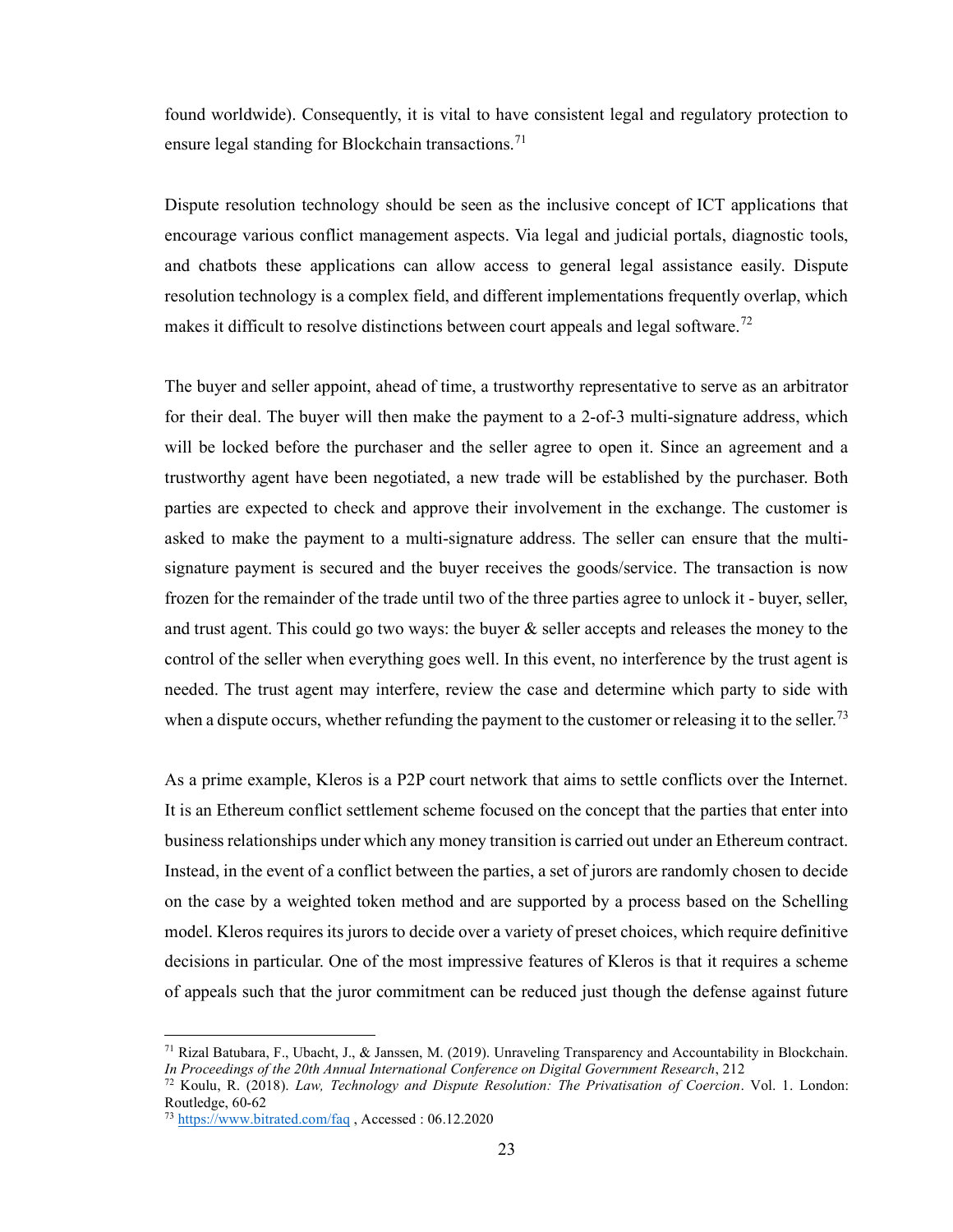found worldwide). Consequently, it is vital to have consistent legal and regulatory protection to ensure legal standing for Blockchain transactions.[71]

Dispute resolution technology should be seen as the inclusive concept of ICT applications that encourage various conflict management aspects. Via legal and judicial portals, diagnostic tools, and chatbots these applications can allow access to general legal assistance easily. Dispute resolution technology is a complex field, and different implementations frequently overlap, which makes it difficult to resolve distinctions between court appeals and legal software.[72]

The buyer and seller appoint, ahead of time, a trustworthy representative to serve as an arbitrator for their deal. The buyer will then make the payment to a 2-of-3 multi-signature address, which will be locked before the purchaser and the seller agree to open it. Since an agreement and a trustworthy agent have been negotiated, a new trade will be established by the purchaser. Both parties are expected to check and approve their involvement in the exchange. The customer is asked to make the payment to a multi-signature address. The seller can ensure that the multi-signature payment is secured and the buyer receives the goods/service. The transaction is now frozen for the remainder of the trade until two of the three parties agree to unlock it - buyer, seller, and trust agent. This could go two ways: the buyer & seller accepts and releases the money to the control of the seller when everything goes well. In this event, no interference by the trust agent is needed. The trust agent may interfere, review the case and determine which party to side with when a dispute occurs, whether refunding the payment to the customer or releasing it to the seller.[73]

As a prime example, Kleros is a P2P court network that aims to settle conflicts over the Internet. It is an Ethereum conflict settlement scheme focused on the concept that the parties that enter into business relationships under which any money transition is carried out under an Ethereum contract. Instead, in the event of a conflict between the parties, a set of jurors are randomly chosen to decide on the case by a weighted token method and are supported by a process based on the Schelling model. Kleros requires its jurors to decide over a variety of preset choices, which require definitive decisions in particular. One of the most impressive features of Kleros is that it requires a scheme of appeals such that the juror commitment can be reduced just though the defense against future

---

[71] Rizal Batubara, F., Ubacht, J., & Janssen, M. (2019). Unraveling Transparency and Accountability in Blockchain. *In Proceedings of the 20th Annual International Conference on Digital Government Research*, 212

[72] Koulu, R. (2018). *Law, Technology and Dispute Resolution: The Privatisation of Coercion*. Vol. 1. London: Routledge, 60-62

[73] https://www.bitrated.com/faq , Accessed : 06.12.2020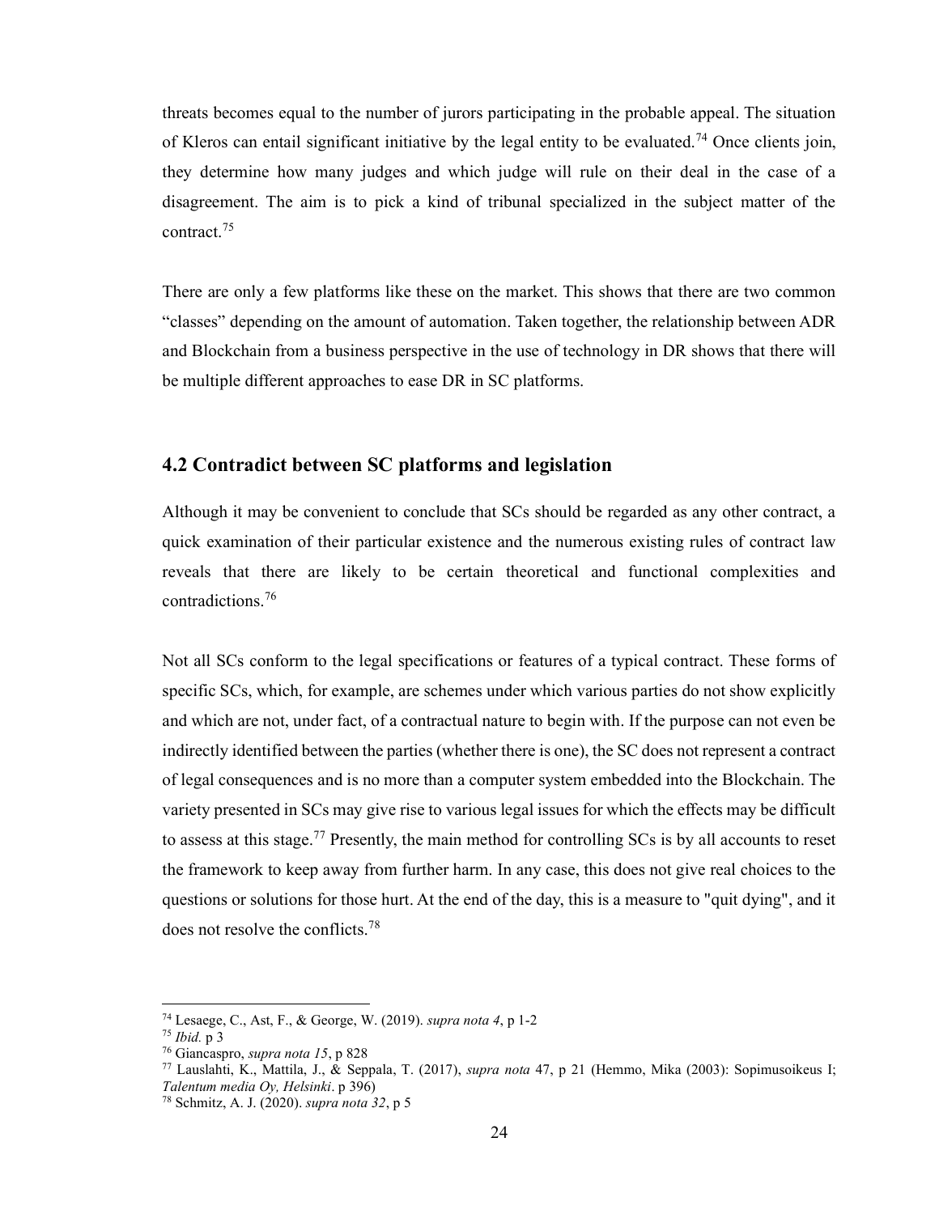threats becomes equal to the number of jurors participating in the probable appeal. The situation of Kleros can entail significant initiative by the legal entity to be evaluated.[74] Once clients join, they determine how many judges and which judge will rule on their deal in the case of a disagreement. The aim is to pick a kind of tribunal specialized in the subject matter of the contract.[75]

There are only a few platforms like these on the market. This shows that there are two common "classes" depending on the amount of automation. Taken together, the relationship between ADR and Blockchain from a business perspective in the use of technology in DR shows that there will be multiple different approaches to ease DR in SC platforms.

## 4.2 Contradict between SC platforms and legislation

Although it may be convenient to conclude that SCs should be regarded as any other contract, a quick examination of their particular existence and the numerous existing rules of contract law reveals that there are likely to be certain theoretical and functional complexities and contradictions.[76]

Not all SCs conform to the legal specifications or features of a typical contract. These forms of specific SCs, which, for example, are schemes under which various parties do not show explicitly and which are not, under fact, of a contractual nature to begin with. If the purpose can not even be indirectly identified between the parties (whether there is one), the SC does not represent a contract of legal consequences and is no more than a computer system embedded into the Blockchain. The variety presented in SCs may give rise to various legal issues for which the effects may be difficult to assess at this stage.[77] Presently, the main method for controlling SCs is by all accounts to reset the framework to keep away from further harm. In any case, this does not give real choices to the questions or solutions for those hurt. At the end of the day, this is a measure to "quit dying", and it does not resolve the conflicts.[78]

---

[74] Lesaege, C., Ast, F., & George, W. (2019). *supra nota 4*, p 1-2

[75] *Ibid.* p 3

[76] Giancaspro, *supra nota 15*, p 828

[77] Lauslahti, K., Mattila, J., & Seppala, T. (2017), *supra nota* 47, p 21 (Hemmo, Mika (2003): Sopimusoikeus I; *Talentum media Oy, Helsinki*. p 396)

[78] Schmitz, A. J. (2020). *supra nota 32*, p 5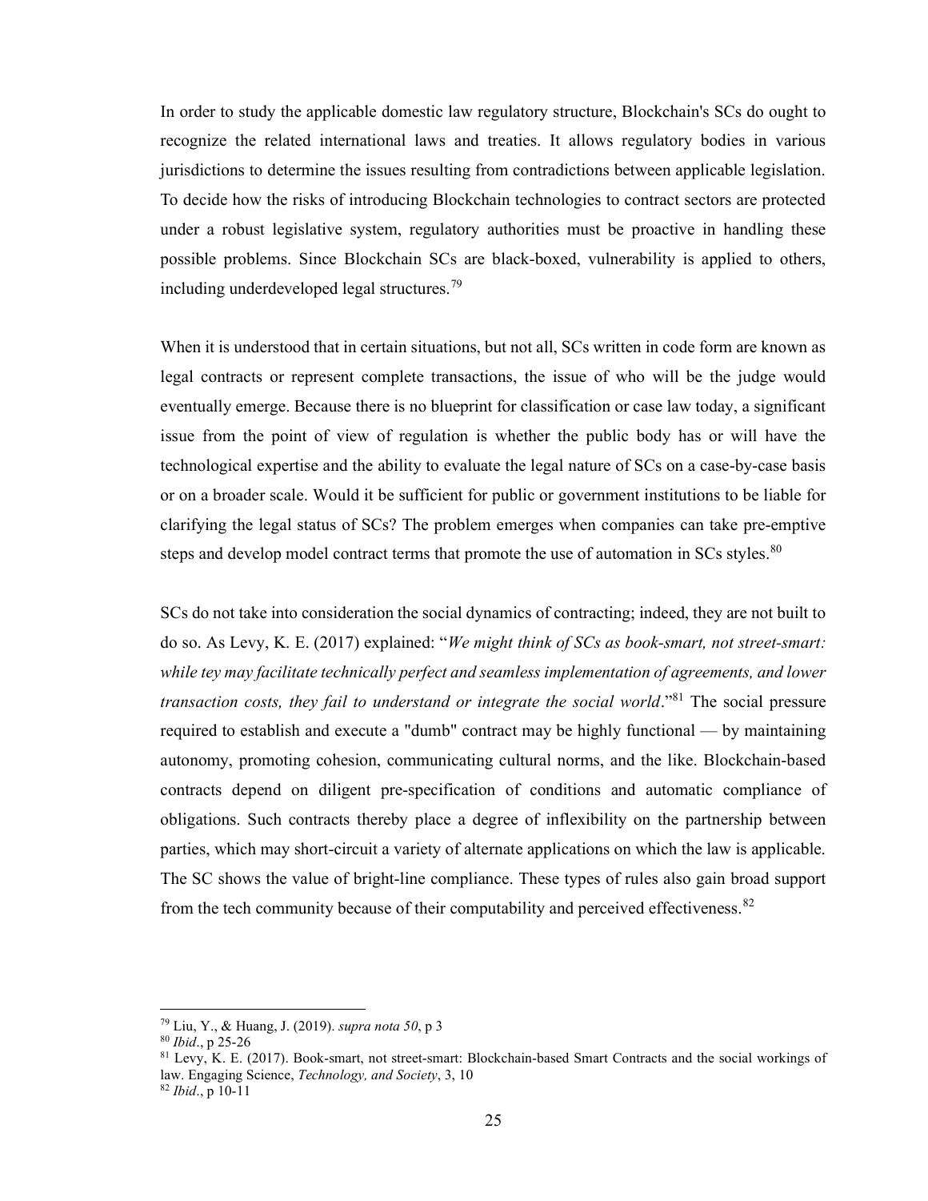In order to study the applicable domestic law regulatory structure, Blockchain's SCs do ought to recognize the related international laws and treaties. It allows regulatory bodies in various jurisdictions to determine the issues resulting from contradictions between applicable legislation. To decide how the risks of introducing Blockchain technologies to contract sectors are protected under a robust legislative system, regulatory authorities must be proactive in handling these possible problems. Since Blockchain SCs are black-boxed, vulnerability is applied to others, including underdeveloped legal structures.[79]

When it is understood that in certain situations, but not all, SCs written in code form are known as legal contracts or represent complete transactions, the issue of who will be the judge would eventually emerge. Because there is no blueprint for classification or case law today, a significant issue from the point of view of regulation is whether the public body has or will have the technological expertise and the ability to evaluate the legal nature of SCs on a case-by-case basis or on a broader scale. Would it be sufficient for public or government institutions to be liable for clarifying the legal status of SCs? The problem emerges when companies can take pre-emptive steps and develop model contract terms that promote the use of automation in SCs styles.[80]

SCs do not take into consideration the social dynamics of contracting; indeed, they are not built to do so. As Levy, K. E. (2017) explained: "*We might think of SCs as book-smart, not street-smart: while tey may facilitate technically perfect and seamless implementation of agreements, and lower transaction costs, they fail to understand or integrate the social world*."[81] The social pressure required to establish and execute a "dumb" contract may be highly functional — by maintaining autonomy, promoting cohesion, communicating cultural norms, and the like. Blockchain-based contracts depend on diligent pre-specification of conditions and automatic compliance of obligations. Such contracts thereby place a degree of inflexibility on the partnership between parties, which may short-circuit a variety of alternate applications on which the law is applicable. The SC shows the value of bright-line compliance. These types of rules also gain broad support from the tech community because of their computability and perceived effectiveness.[82]

---

[79] Liu, Y., & Huang, J. (2019). *supra nota 50*, p 3

[80] *Ibid*., p 25-26

[81] Levy, K. E. (2017). Book-smart, not street-smart: Blockchain-based Smart Contracts and the social workings of law. Engaging Science, *Technology, and Society*, 3, 10

[82] *Ibid*., p 10-11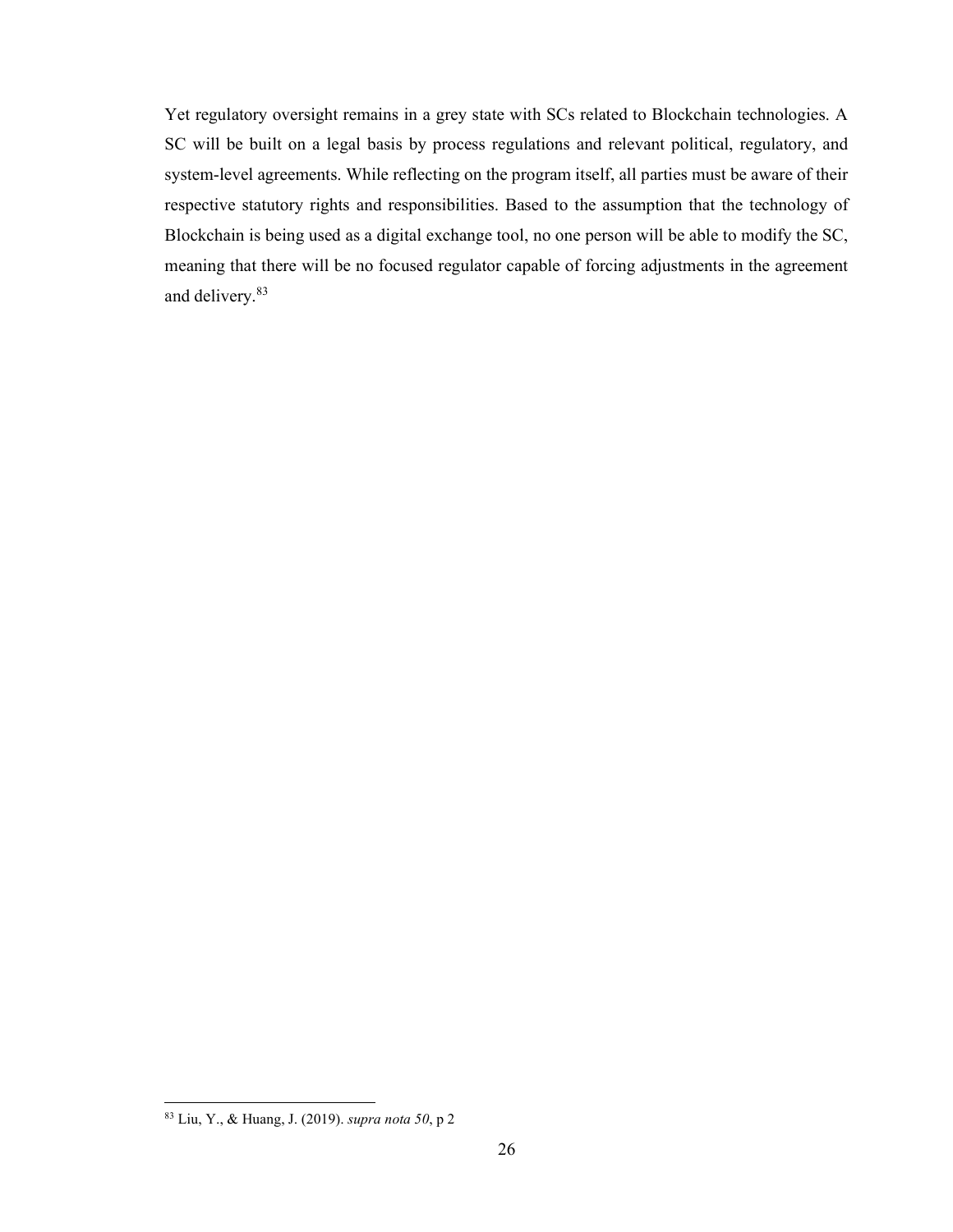Yet regulatory oversight remains in a grey state with SCs related to Blockchain technologies. A SC will be built on a legal basis by process regulations and relevant political, regulatory, and system-level agreements. While reflecting on the program itself, all parties must be aware of their respective statutory rights and responsibilities. Based to the assumption that the technology of Blockchain is being used as a digital exchange tool, no one person will be able to modify the SC, meaning that there will be no focused regulator capable of forcing adjustments in the agreement and delivery.[83]

[83] Liu, Y., & Huang, J. (2019). *supra nota 50*, p 2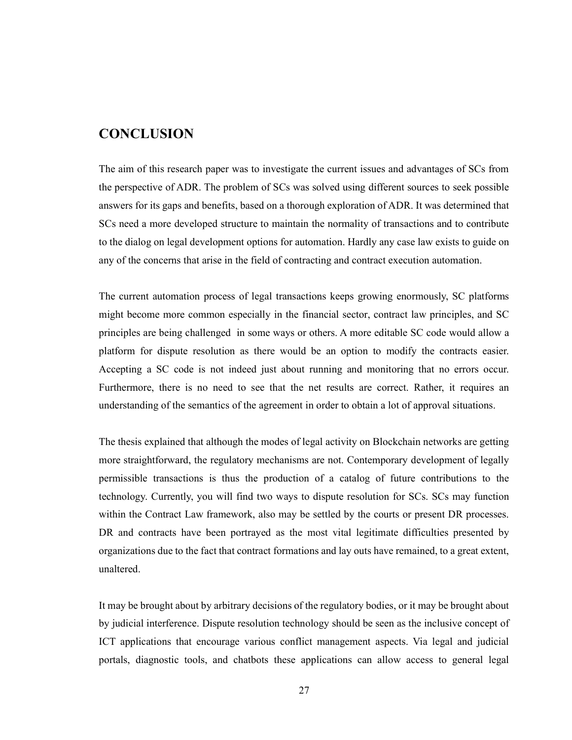## CONCLUSION

The aim of this research paper was to investigate the current issues and advantages of SCs from the perspective of ADR. The problem of SCs was solved using different sources to seek possible answers for its gaps and benefits, based on a thorough exploration of ADR. It was determined that SCs need a more developed structure to maintain the normality of transactions and to contribute to the dialog on legal development options for automation. Hardly any case law exists to guide on any of the concerns that arise in the field of contracting and contract execution automation.

The current automation process of legal transactions keeps growing enormously, SC platforms might become more common especially in the financial sector, contract law principles, and SC principles are being challenged in some ways or others. A more editable SC code would allow a platform for dispute resolution as there would be an option to modify the contracts easier. Accepting a SC code is not indeed just about running and monitoring that no errors occur. Furthermore, there is no need to see that the net results are correct. Rather, it requires an understanding of the semantics of the agreement in order to obtain a lot of approval situations.

The thesis explained that although the modes of legal activity on Blockchain networks are getting more straightforward, the regulatory mechanisms are not. Contemporary development of legally permissible transactions is thus the production of a catalog of future contributions to the technology. Currently, you will find two ways to dispute resolution for SCs. SCs may function within the Contract Law framework, also may be settled by the courts or present DR processes. DR and contracts have been portrayed as the most vital legitimate difficulties presented by organizations due to the fact that contract formations and lay outs have remained, to a great extent, unaltered.

It may be brought about by arbitrary decisions of the regulatory bodies, or it may be brought about by judicial interference. Dispute resolution technology should be seen as the inclusive concept of ICT applications that encourage various conflict management aspects. Via legal and judicial portals, diagnostic tools, and chatbots these applications can allow access to general legal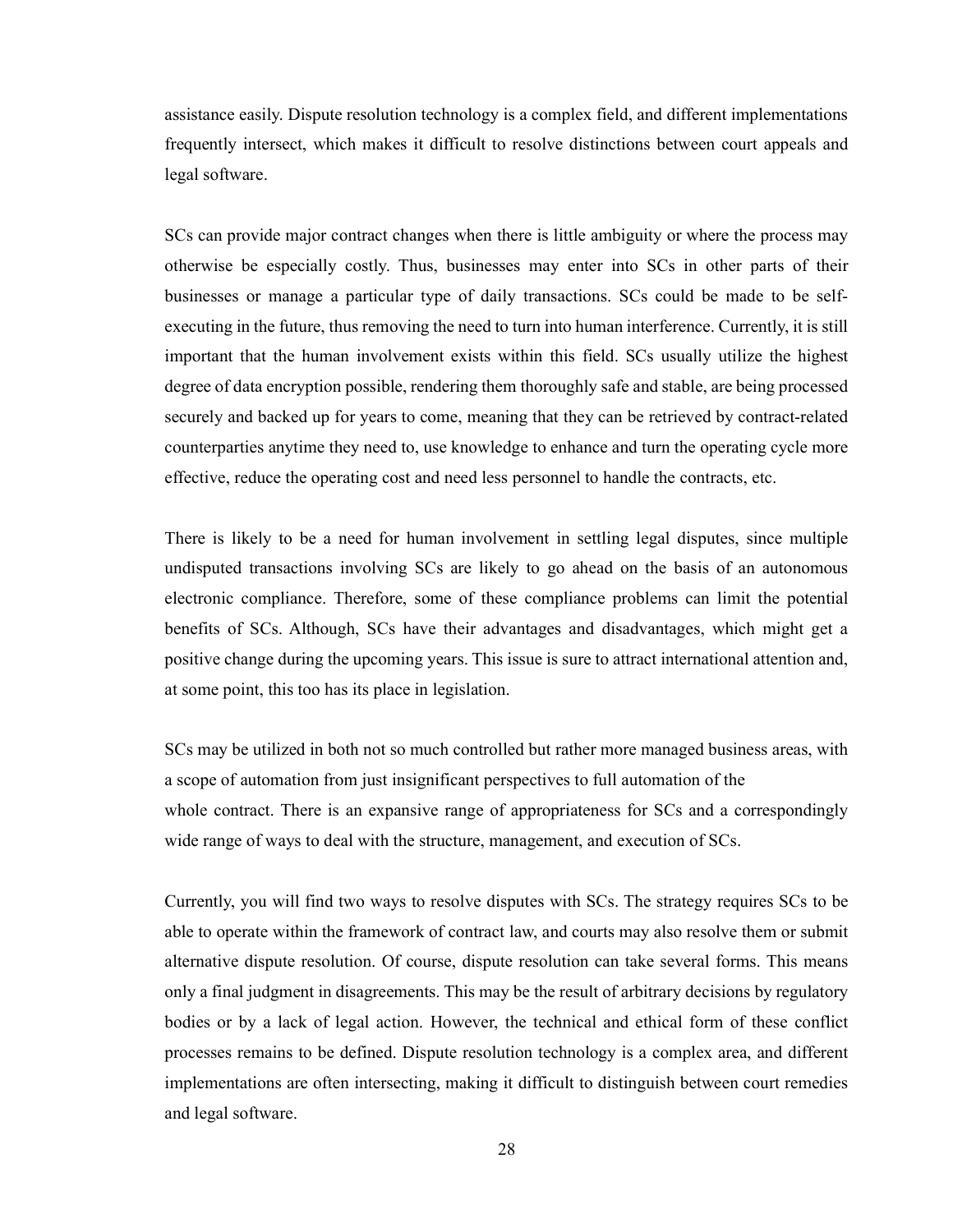assistance easily. Dispute resolution technology is a complex field, and different implementations frequently intersect, which makes it difficult to resolve distinctions between court appeals and legal software.

SCs can provide major contract changes when there is little ambiguity or where the process may otherwise be especially costly. Thus, businesses may enter into SCs in other parts of their businesses or manage a particular type of daily transactions. SCs could be made to be self-executing in the future, thus removing the need to turn into human interference. Currently, it is still important that the human involvement exists within this field. SCs usually utilize the highest degree of data encryption possible, rendering them thoroughly safe and stable, are being processed securely and backed up for years to come, meaning that they can be retrieved by contract-related counterparties anytime they need to, use knowledge to enhance and turn the operating cycle more effective, reduce the operating cost and need less personnel to handle the contracts, etc.

There is likely to be a need for human involvement in settling legal disputes, since multiple undisputed transactions involving SCs are likely to go ahead on the basis of an autonomous electronic compliance. Therefore, some of these compliance problems can limit the potential benefits of SCs. Although, SCs have their advantages and disadvantages, which might get a positive change during the upcoming years. This issue is sure to attract international attention and, at some point, this too has its place in legislation.

SCs may be utilized in both not so much controlled but rather more managed business areas, with a scope of automation from just insignificant perspectives to full automation of the whole contract. There is an expansive range of appropriateness for SCs and a correspondingly wide range of ways to deal with the structure, management, and execution of SCs.

Currently, you will find two ways to resolve disputes with SCs. The strategy requires SCs to be able to operate within the framework of contract law, and courts may also resolve them or submit alternative dispute resolution. Of course, dispute resolution can take several forms. This means only a final judgment in disagreements. This may be the result of arbitrary decisions by regulatory bodies or by a lack of legal action. However, the technical and ethical form of these conflict processes remains to be defined. Dispute resolution technology is a complex area, and different implementations are often intersecting, making it difficult to distinguish between court remedies and legal software.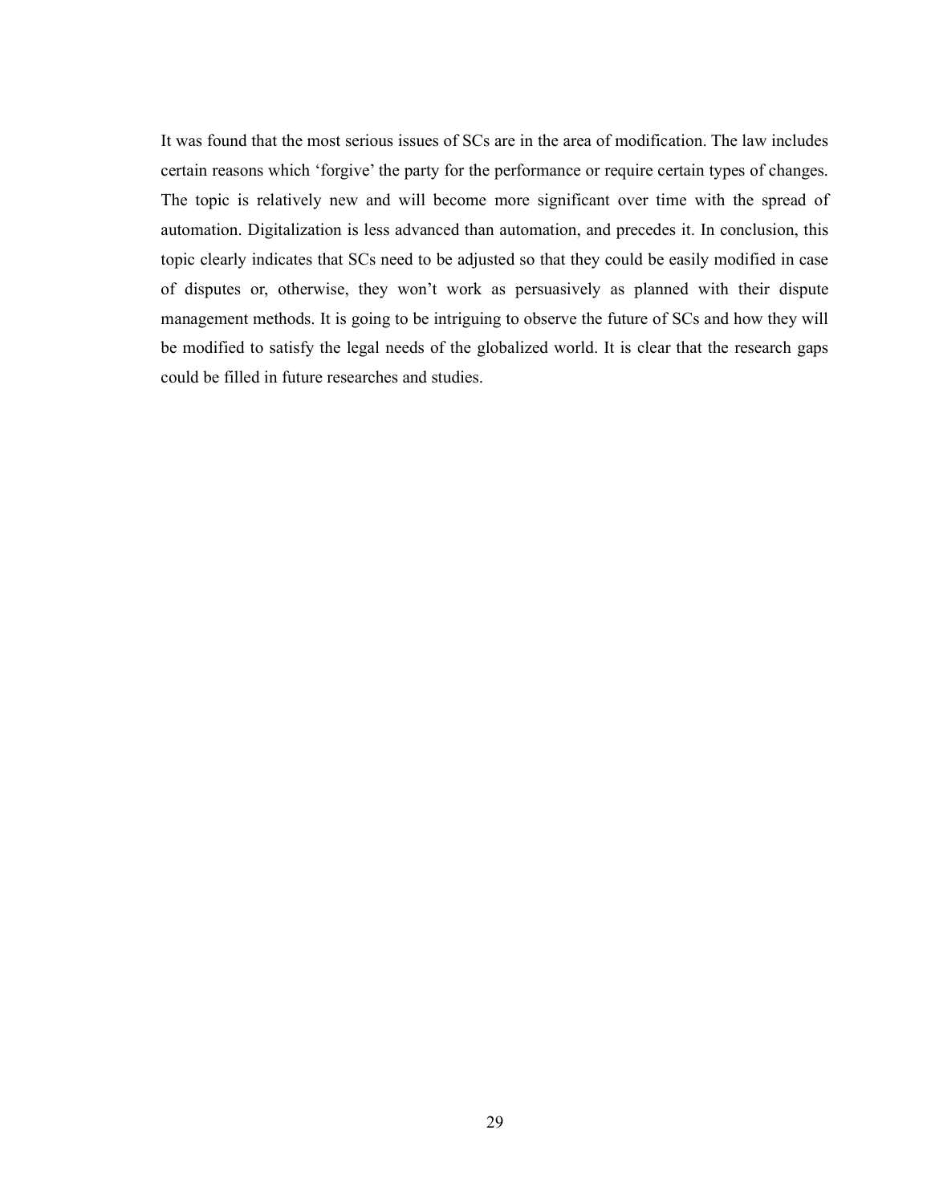It was found that the most serious issues of SCs are in the area of modification. The law includes certain reasons which 'forgive' the party for the performance or require certain types of changes. The topic is relatively new and will become more significant over time with the spread of automation. Digitalization is less advanced than automation, and precedes it. In conclusion, this topic clearly indicates that SCs need to be adjusted so that they could be easily modified in case of disputes or, otherwise, they won't work as persuasively as planned with their dispute management methods. It is going to be intriguing to observe the future of SCs and how they will be modified to satisfy the legal needs of the globalized world. It is clear that the research gaps could be filled in future researches and studies.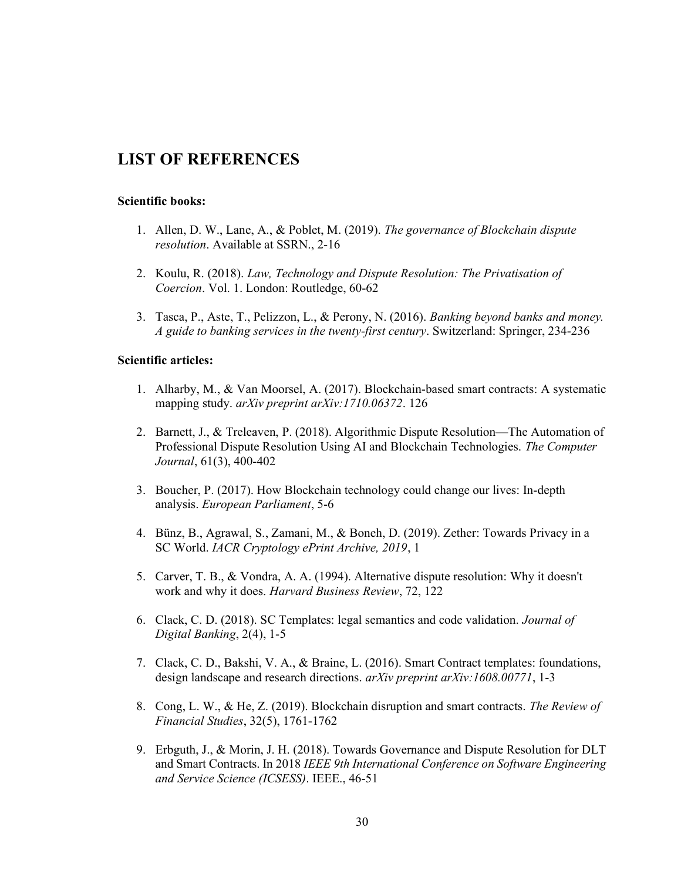## LIST OF REFERENCES

**Scientific books:**

1. Allen, D. W., Lane, A., & Poblet, M. (2019). *The governance of Blockchain dispute resolution*. Available at SSRN., 2-16
2. Koulu, R. (2018). *Law, Technology and Dispute Resolution: The Privatisation of Coercion*. Vol. 1. London: Routledge, 60-62
3. Tasca, P., Aste, T., Pelizzon, L., & Perony, N. (2016). *Banking beyond banks and money. A guide to banking services in the twenty-first century*. Switzerland: Springer, 234-236

**Scientific articles:**

1. Alharby, M., & Van Moorsel, A. (2017). Blockchain-based smart contracts: A systematic mapping study. *arXiv preprint arXiv:1710.06372*. 126
2. Barnett, J., & Treleaven, P. (2018). Algorithmic Dispute Resolution—The Automation of Professional Dispute Resolution Using AI and Blockchain Technologies. *The Computer Journal*, 61(3), 400-402
3. Boucher, P. (2017). How Blockchain technology could change our lives: In-depth analysis. *European Parliament*, 5-6
4. Bünz, B., Agrawal, S., Zamani, M., & Boneh, D. (2019). Zether: Towards Privacy in a SC World. *IACR Cryptology ePrint Archive, 2019*, 1
5. Carver, T. B., & Vondra, A. A. (1994). Alternative dispute resolution: Why it doesn't work and why it does. *Harvard Business Review*, 72, 122
6. Clack, C. D. (2018). SC Templates: legal semantics and code validation. *Journal of Digital Banking*, 2(4), 1-5
7. Clack, C. D., Bakshi, V. A., & Braine, L. (2016). Smart Contract templates: foundations, design landscape and research directions. *arXiv preprint arXiv:1608.00771*, 1-3
8. Cong, L. W., & He, Z. (2019). Blockchain disruption and smart contracts. *The Review of Financial Studies*, 32(5), 1761-1762
9. Erbguth, J., & Morin, J. H. (2018). Towards Governance and Dispute Resolution for DLT and Smart Contracts. In 2018 *IEEE 9th International Conference on Software Engineering and Service Science (ICSESS)*. IEEE., 46-51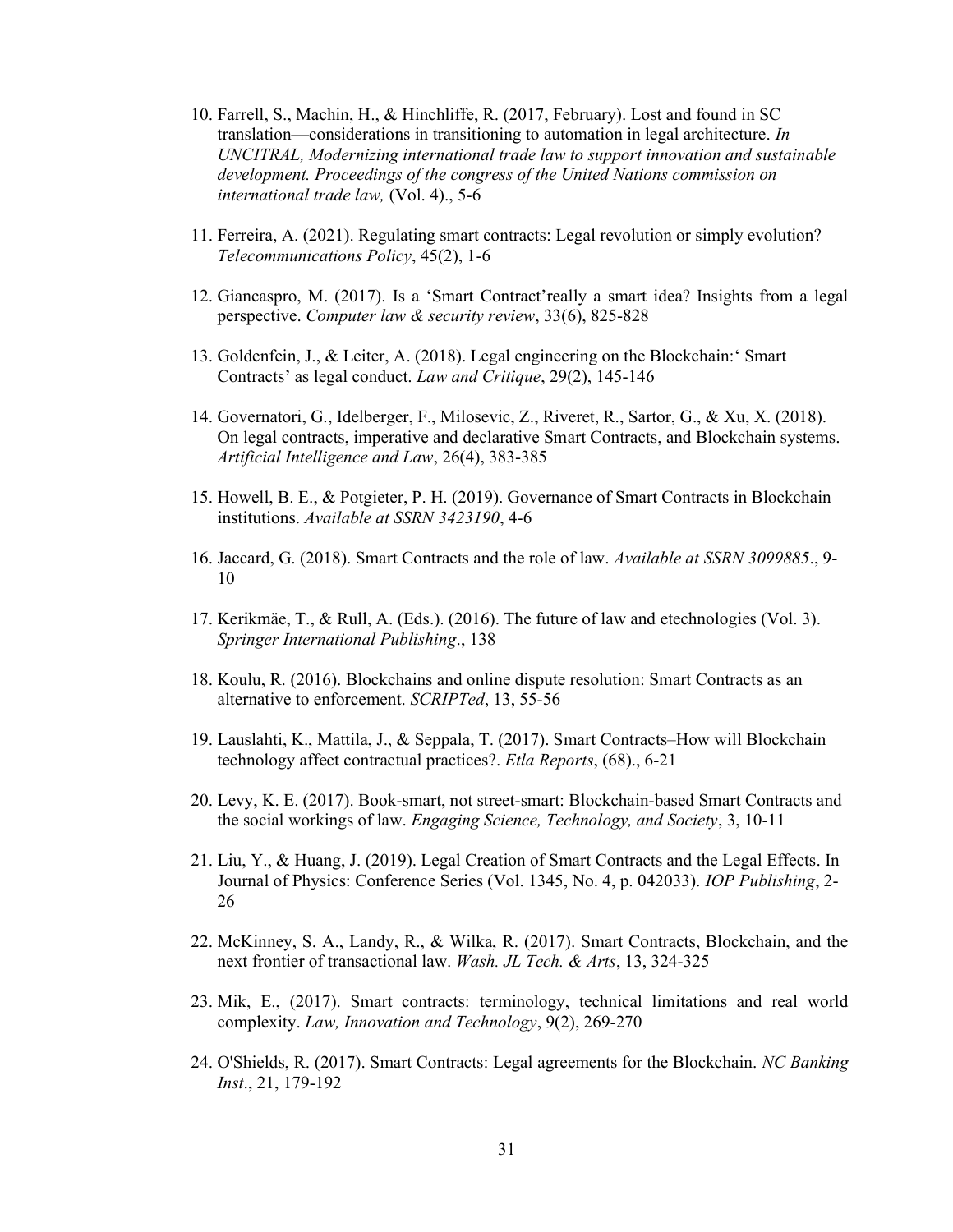10. Farrell, S., Machin, H., & Hinchliffe, R. (2017, February). Lost and found in SC translation—considerations in transitioning to automation in legal architecture. *In UNCITRAL, Modernizing international trade law to support innovation and sustainable development. Proceedings of the congress of the United Nations commission on international trade law,* (Vol. 4)., 5-6

11. Ferreira, A. (2021). Regulating smart contracts: Legal revolution or simply evolution? *Telecommunications Policy*, 45(2), 1-6

12. Giancaspro, M. (2017). Is a 'Smart Contract'really a smart idea? Insights from a legal perspective. *Computer law & security review*, 33(6), 825-828

13. Goldenfein, J., & Leiter, A. (2018). Legal engineering on the Blockchain:' Smart Contracts' as legal conduct. *Law and Critique*, 29(2), 145-146

14. Governatori, G., Idelberger, F., Milosevic, Z., Riveret, R., Sartor, G., & Xu, X. (2018). On legal contracts, imperative and declarative Smart Contracts, and Blockchain systems. *Artificial Intelligence and Law*, 26(4), 383-385

15. Howell, B. E., & Potgieter, P. H. (2019). Governance of Smart Contracts in Blockchain institutions. *Available at SSRN 3423190*, 4-6

16. Jaccard, G. (2018). Smart Contracts and the role of law. *Available at SSRN 3099885*., 9-10

17. Kerikmäe, T., & Rull, A. (Eds.). (2016). The future of law and etechnologies (Vol. 3). *Springer International Publishing*., 138

18. Koulu, R. (2016). Blockchains and online dispute resolution: Smart Contracts as an alternative to enforcement. *SCRIPTed*, 13, 55-56

19. Lauslahti, K., Mattila, J., & Seppala, T. (2017). Smart Contracts–How will Blockchain technology affect contractual practices?. *Etla Reports*, (68)., 6-21

20. Levy, K. E. (2017). Book-smart, not street-smart: Blockchain-based Smart Contracts and the social workings of law. *Engaging Science, Technology, and Society*, 3, 10-11

21. Liu, Y., & Huang, J. (2019). Legal Creation of Smart Contracts and the Legal Effects. In Journal of Physics: Conference Series (Vol. 1345, No. 4, p. 042033). *IOP Publishing*, 2-26

22. McKinney, S. A., Landy, R., & Wilka, R. (2017). Smart Contracts, Blockchain, and the next frontier of transactional law. *Wash. JL Tech. & Arts*, 13, 324-325

23. Mik, E., (2017). Smart contracts: terminology, technical limitations and real world complexity. *Law, Innovation and Technology*, 9(2), 269-270

24. O'Shields, R. (2017). Smart Contracts: Legal agreements for the Blockchain. *NC Banking Inst*., 21, 179-192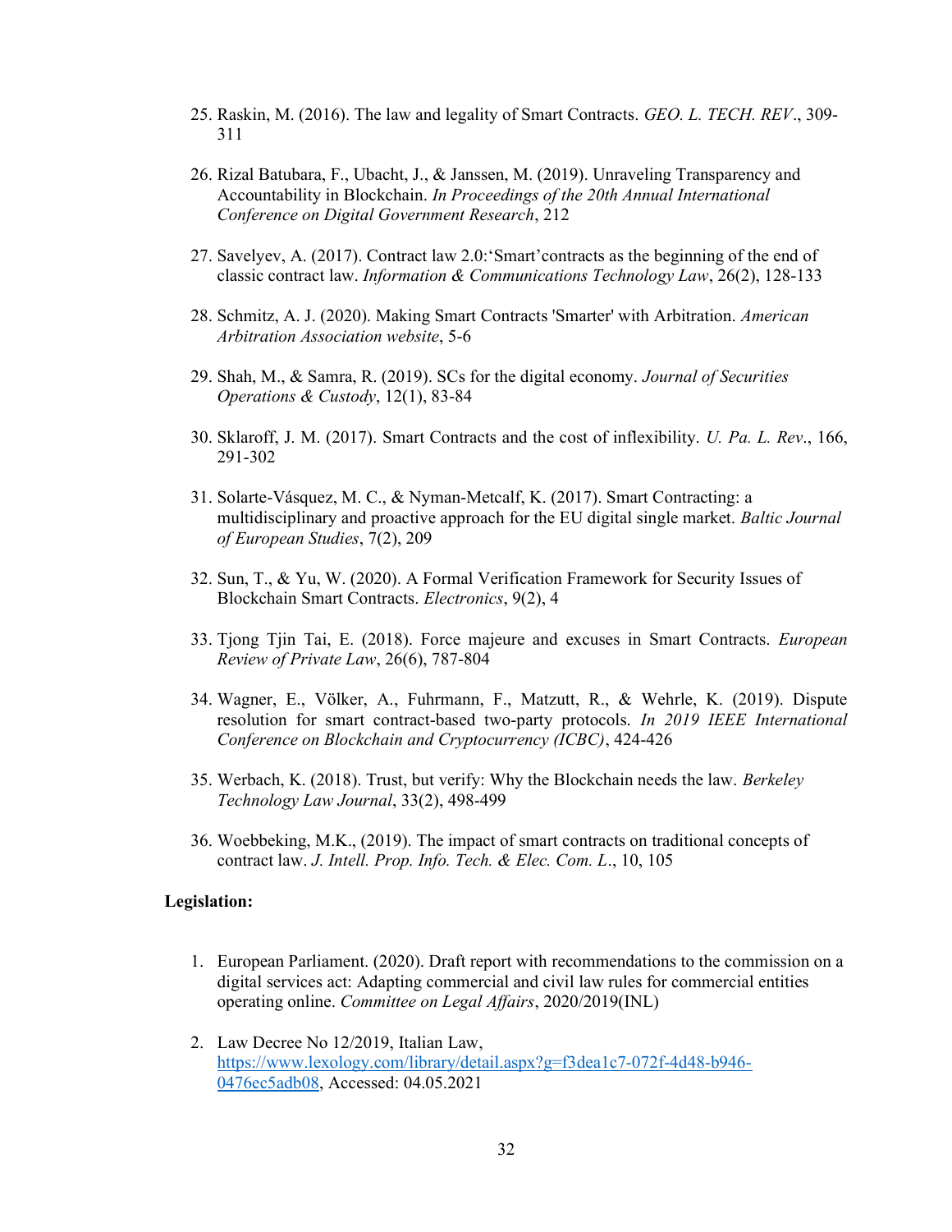25. Raskin, M. (2016). The law and legality of Smart Contracts. *GEO. L. TECH. REV*., 309-311

26. Rizal Batubara, F., Ubacht, J., & Janssen, M. (2019). Unraveling Transparency and Accountability in Blockchain. *In Proceedings of the 20th Annual International Conference on Digital Government Research*, 212

27. Savelyev, A. (2017). Contract law 2.0:'Smart'contracts as the beginning of the end of classic contract law. *Information & Communications Technology Law*, 26(2), 128-133

28. Schmitz, A. J. (2020). Making Smart Contracts 'Smarter' with Arbitration. *American Arbitration Association website*, 5-6

29. Shah, M., & Samra, R. (2019). SCs for the digital economy. *Journal of Securities Operations & Custody*, 12(1), 83-84

30. Sklaroff, J. M. (2017). Smart Contracts and the cost of inflexibility. *U. Pa. L. Rev*., 166, 291-302

31. Solarte-Vásquez, M. C., & Nyman-Metcalf, K. (2017). Smart Contracting: a multidisciplinary and proactive approach for the EU digital single market. *Baltic Journal of European Studies*, 7(2), 209

32. Sun, T., & Yu, W. (2020). A Formal Verification Framework for Security Issues of Blockchain Smart Contracts. *Electronics*, 9(2), 4

33. Tjong Tjin Tai, E. (2018). Force majeure and excuses in Smart Contracts. *European Review of Private Law*, 26(6), 787-804

34. Wagner, E., Völker, A., Fuhrmann, F., Matzutt, R., & Wehrle, K. (2019). Dispute resolution for smart contract-based two-party protocols. *In 2019 IEEE International Conference on Blockchain and Cryptocurrency (ICBC)*, 424-426

35. Werbach, K. (2018). Trust, but verify: Why the Blockchain needs the law. *Berkeley Technology Law Journal*, 33(2), 498-499

36. Woebbeking, M.K., (2019). The impact of smart contracts on traditional concepts of contract law. *J. Intell. Prop. Info. Tech. & Elec. Com. L*., 10, 105

**Legislation:**

1. European Parliament. (2020). Draft report with recommendations to the commission on a digital services act: Adapting commercial and civil law rules for commercial entities operating online. *Committee on Legal Affairs*, 2020/2019(INL)

2. Law Decree No 12/2019, Italian Law, https://www.lexology.com/library/detail.aspx?g=f3dea1c7-072f-4d48-b946-0476ec5adb08, Accessed: 04.05.2021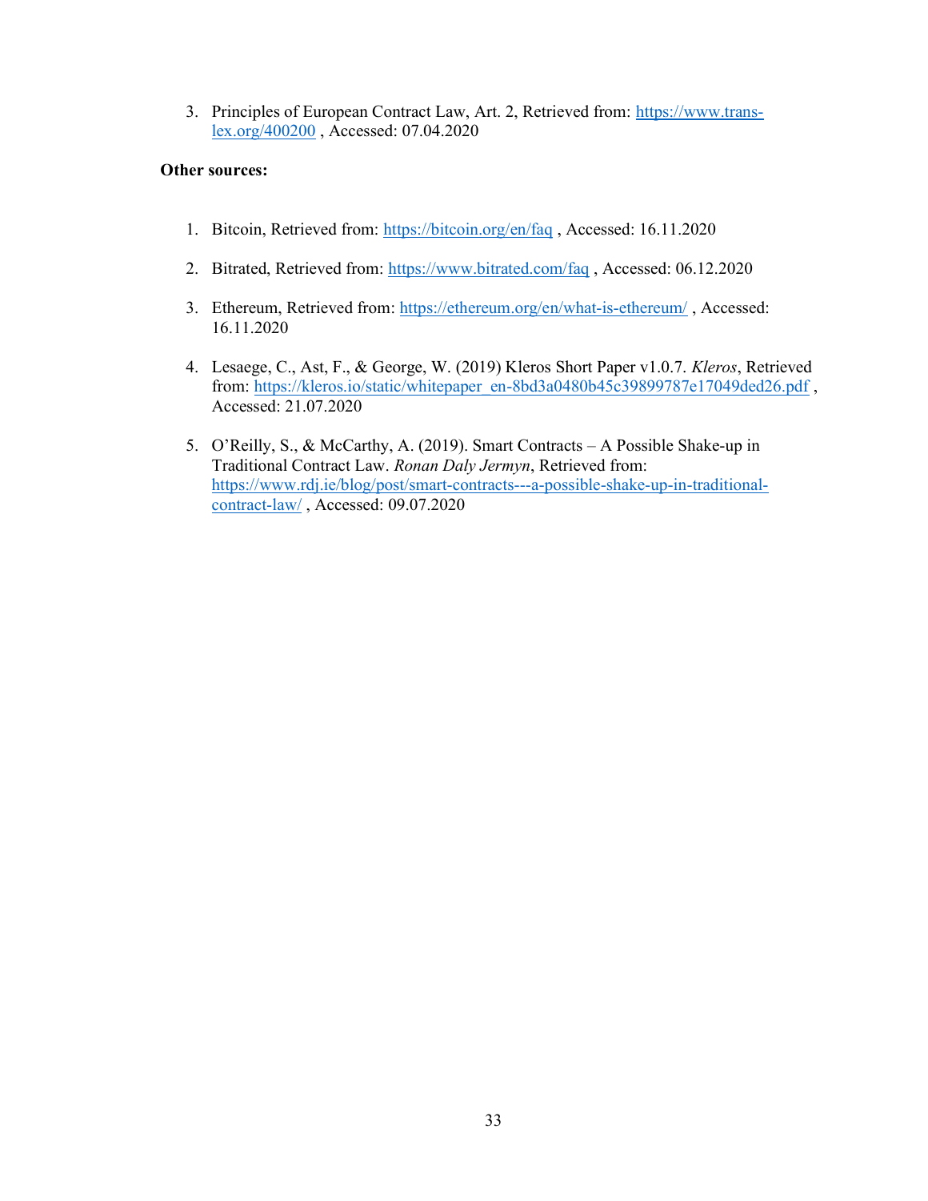3. Principles of European Contract Law, Art. 2, Retrieved from: https://www.trans-lex.org/400200 , Accessed: 07.04.2020

**Other sources:**

1. Bitcoin, Retrieved from: https://bitcoin.org/en/faq , Accessed: 16.11.2020

2. Bitrated, Retrieved from: https://www.bitrated.com/faq , Accessed: 06.12.2020

3. Ethereum, Retrieved from: https://ethereum.org/en/what-is-ethereum/ , Accessed: 16.11.2020

4. Lesaege, C., Ast, F., & George, W. (2019) Kleros Short Paper v1.0.7. *Kleros*, Retrieved from: https://kleros.io/static/whitepaper_en-8bd3a0480b45c39899787e17049ded26.pdf , Accessed: 21.07.2020

5. O'Reilly, S., & McCarthy, A. (2019). Smart Contracts – A Possible Shake-up in Traditional Contract Law. *Ronan Daly Jermyn*, Retrieved from: https://www.rdj.ie/blog/post/smart-contracts---a-possible-shake-up-in-traditional-contract-law/ , Accessed: 09.07.2020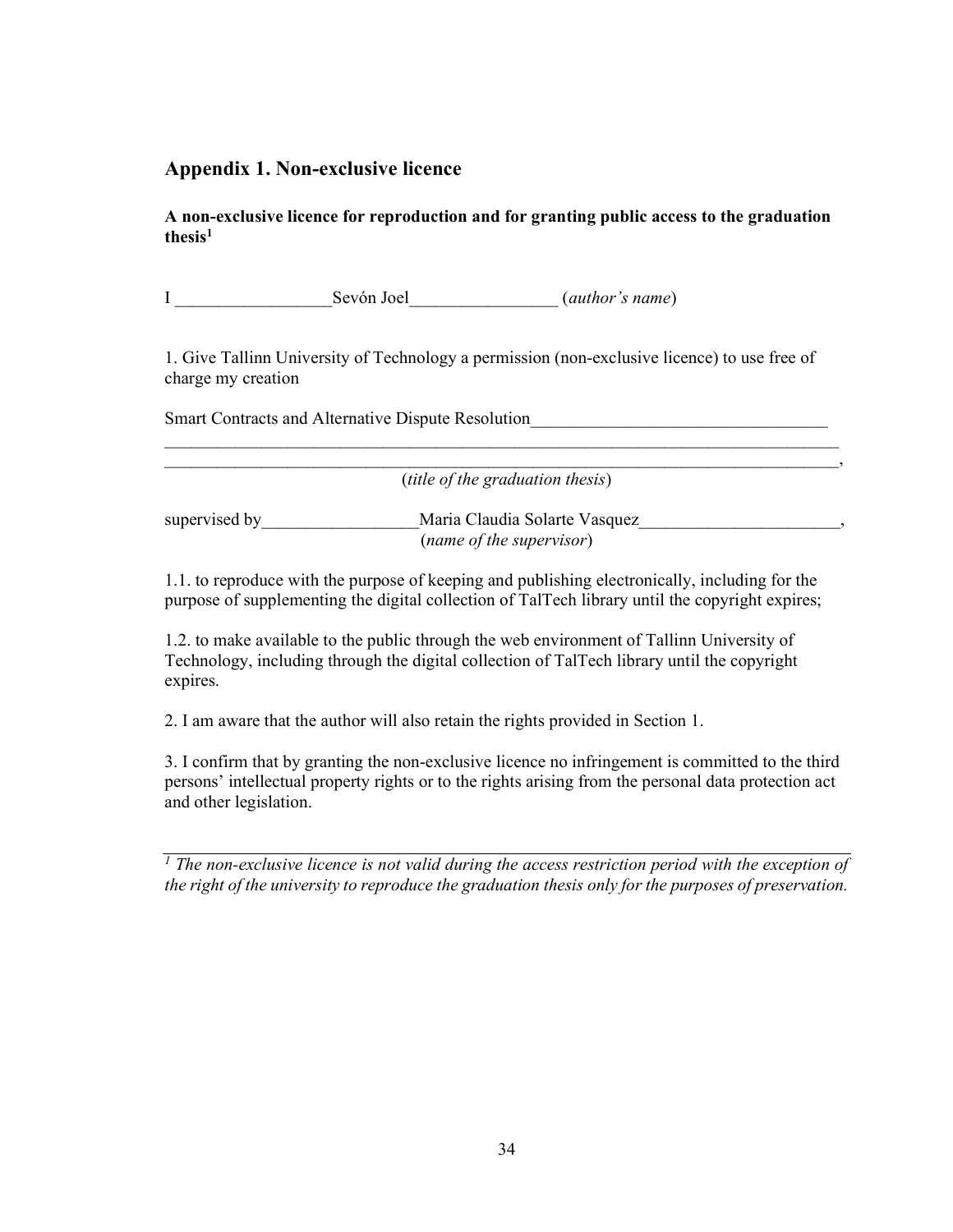## Appendix 1. Non-exclusive licence

**A non-exclusive licence for reproduction and for granting public access to the graduation thesis[1]**

I _________________Sevón Joel________________ (*author's name*)

1. Give Tallinn University of Technology a permission (non-exclusive licence) to use free of charge my creation

Smart Contracts and Alternative Dispute Resolution_________________________________
_________________________________________________________________________________
________________________________________________________________________________,
(*title of the graduation thesis*)

supervised by_________________Maria Claudia Solarte Vasquez______________________,
(*name of the supervisor*)

1.1. to reproduce with the purpose of keeping and publishing electronically, including for the purpose of supplementing the digital collection of TalTech library until the copyright expires;

1.2. to make available to the public through the web environment of Tallinn University of Technology, including through the digital collection of TalTech library until the copyright expires.

2. I am aware that the author will also retain the rights provided in Section 1.

3. I confirm that by granting the non-exclusive licence no infringement is committed to the third persons' intellectual property rights or to the rights arising from the personal data protection act and other legislation.

---

*[1] The non-exclusive licence is not valid during the access restriction period with the exception of the right of the university to reproduce the graduation thesis only for the purposes of preservation.*